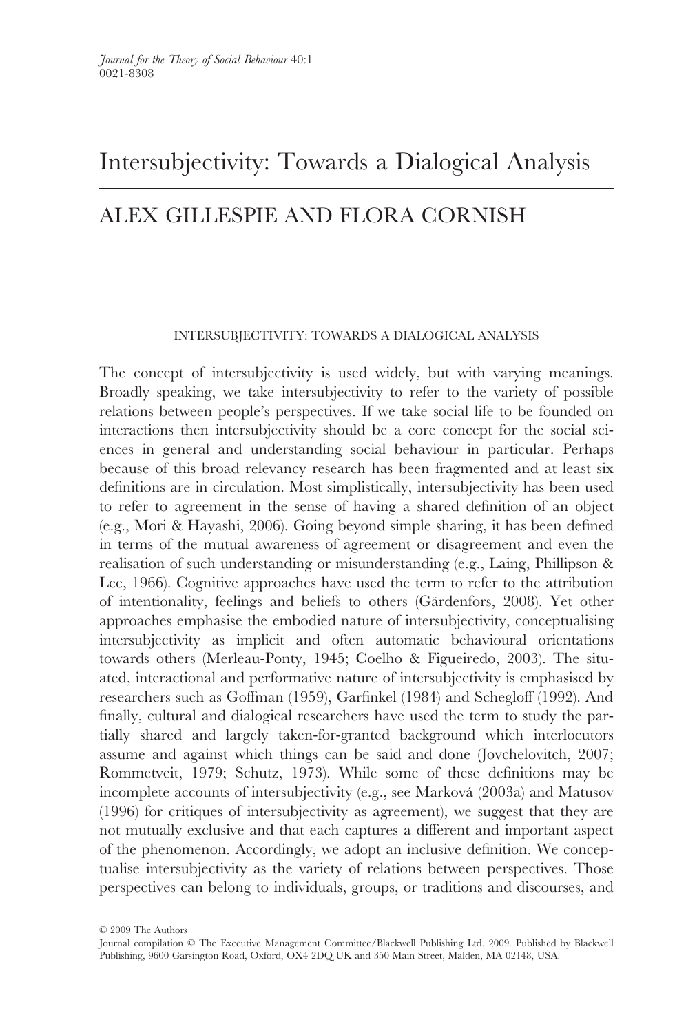# Intersubjectivity: Towards a Dialogical Analysis

## ALEX GILLESPIE AND FLORA CORNISH

INTERSUBJECTIVITY: TOWARDS A DIALOGICAL ANALYSIS

The concept of intersubjectivity is used widely, but with varying meanings. Broadly speaking, we take intersubjectivity to refer to the variety of possible relations between people's perspectives. If we take social life to be founded on interactions then intersubjectivity should be a core concept for the social sciences in general and understanding social behaviour in particular. Perhaps because of this broad relevancy research has been fragmented and at least six definitions are in circulation. Most simplistically, intersubjectivity has been used to refer to agreement in the sense of having a shared definition of an object (e.g., Mori & Hayashi, 2006). Going beyond simple sharing, it has been defined in terms of the mutual awareness of agreement or disagreement and even the realisation of such understanding or misunderstanding (e.g., Laing, Phillipson & Lee, 1966). Cognitive approaches have used the term to refer to the attribution of intentionality, feelings and beliefs to others (Gärdenfors, 2008). Yet other approaches emphasise the embodied nature of intersubjectivity, conceptualising intersubjectivity as implicit and often automatic behavioural orientations towards others (Merleau-Ponty, 1945; Coelho & Figueiredo, 2003). The situated, interactional and performative nature of intersubjectivity is emphasised by researchers such as Goffman (1959), Garfinkel (1984) and Schegloff (1992). And finally, cultural and dialogical researchers have used the term to study the partially shared and largely taken-for-granted background which interlocutors assume and against which things can be said and done (Jovchelovitch, 2007; Rommetveit, 1979; Schutz, 1973). While some of these definitions may be incomplete accounts of intersubjectivity (e.g., see Marková (2003a) and Matusov (1996) for critiques of intersubjectivity as agreement), we suggest that they are not mutually exclusive and that each captures a different and important aspect of the phenomenon. Accordingly, we adopt an inclusive definition. We conceptualise intersubjectivity as the variety of relations between perspectives. Those perspectives can belong to individuals, groups, or traditions and discourses, and

© 2009 The Authors
Journal compilation © The Executive Management Committee/Blackwell Publishing Ltd. 2009. Published by Blackwell Publishing, 9600 Garsington Road, Oxford, OX4 2DQ UK and 350 Main Street, Malden, MA 02148, USA.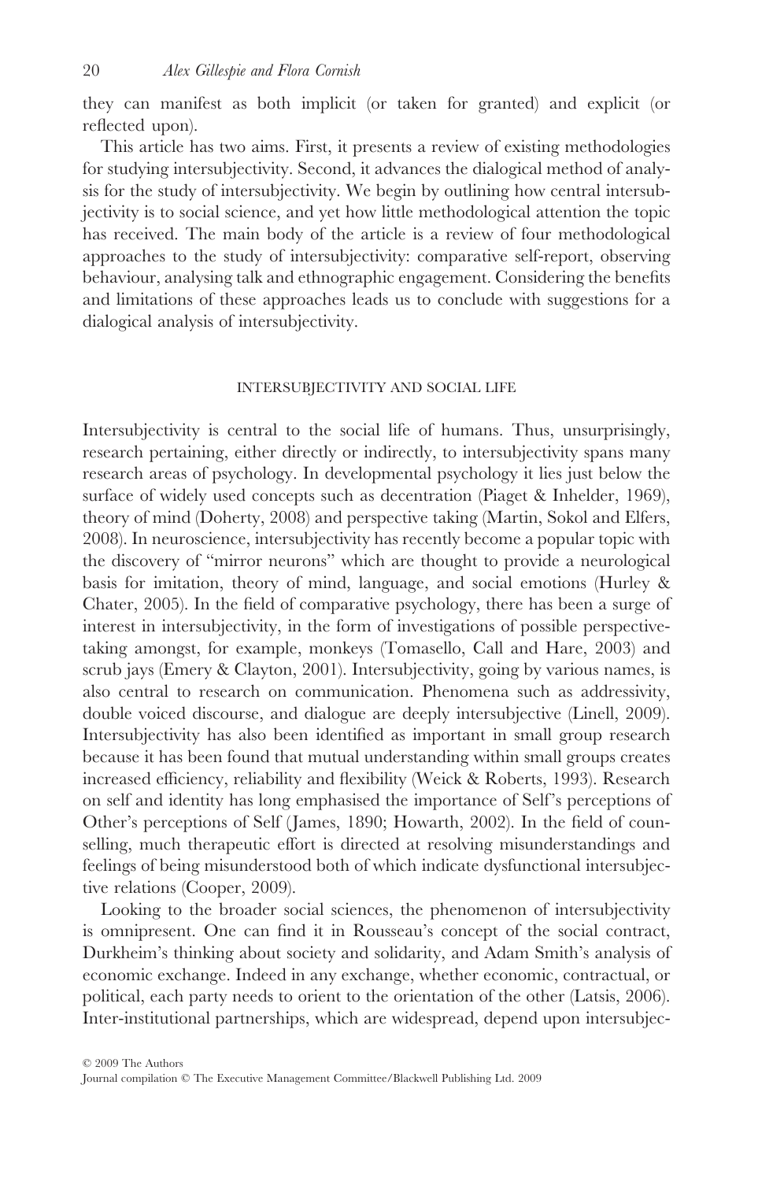they can manifest as both implicit (or taken for granted) and explicit (or reflected upon).

This article has two aims. First, it presents a review of existing methodologies for studying intersubjectivity. Second, it advances the dialogical method of analysis for the study of intersubjectivity. We begin by outlining how central intersubjectivity is to social science, and yet how little methodological attention the topic has received. The main body of the article is a review of four methodological approaches to the study of intersubjectivity: comparative self-report, observing behaviour, analysing talk and ethnographic engagement. Considering the benefits and limitations of these approaches leads us to conclude with suggestions for a dialogical analysis of intersubjectivity.

## INTERSUBJECTIVITY AND SOCIAL LIFE

Intersubjectivity is central to the social life of humans. Thus, unsurprisingly, research pertaining, either directly or indirectly, to intersubjectivity spans many research areas of psychology. In developmental psychology it lies just below the surface of widely used concepts such as decentration (Piaget & Inhelder, 1969), theory of mind (Doherty, 2008) and perspective taking (Martin, Sokol and Elfers, 2008). In neuroscience, intersubjectivity has recently become a popular topic with the discovery of "mirror neurons" which are thought to provide a neurological basis for imitation, theory of mind, language, and social emotions (Hurley & Chater, 2005). In the field of comparative psychology, there has been a surge of interest in intersubjectivity, in the form of investigations of possible perspective-taking amongst, for example, monkeys (Tomasello, Call and Hare, 2003) and scrub jays (Emery & Clayton, 2001). Intersubjectivity, going by various names, is also central to research on communication. Phenomena such as addressivity, double voiced discourse, and dialogue are deeply intersubjective (Linell, 2009). Intersubjectivity has also been identified as important in small group research because it has been found that mutual understanding within small groups creates increased efficiency, reliability and flexibility (Weick & Roberts, 1993). Research on self and identity has long emphasised the importance of Self's perceptions of Other's perceptions of Self (James, 1890; Howarth, 2002). In the field of counselling, much therapeutic effort is directed at resolving misunderstandings and feelings of being misunderstood both of which indicate dysfunctional intersubjective relations (Cooper, 2009).

Looking to the broader social sciences, the phenomenon of intersubjectivity is omnipresent. One can find it in Rousseau's concept of the social contract, Durkheim's thinking about society and solidarity, and Adam Smith's analysis of economic exchange. Indeed in any exchange, whether economic, contractual, or political, each party needs to orient to the orientation of the other (Latsis, 2006). Inter-institutional partnerships, which are widespread, depend upon intersubjec-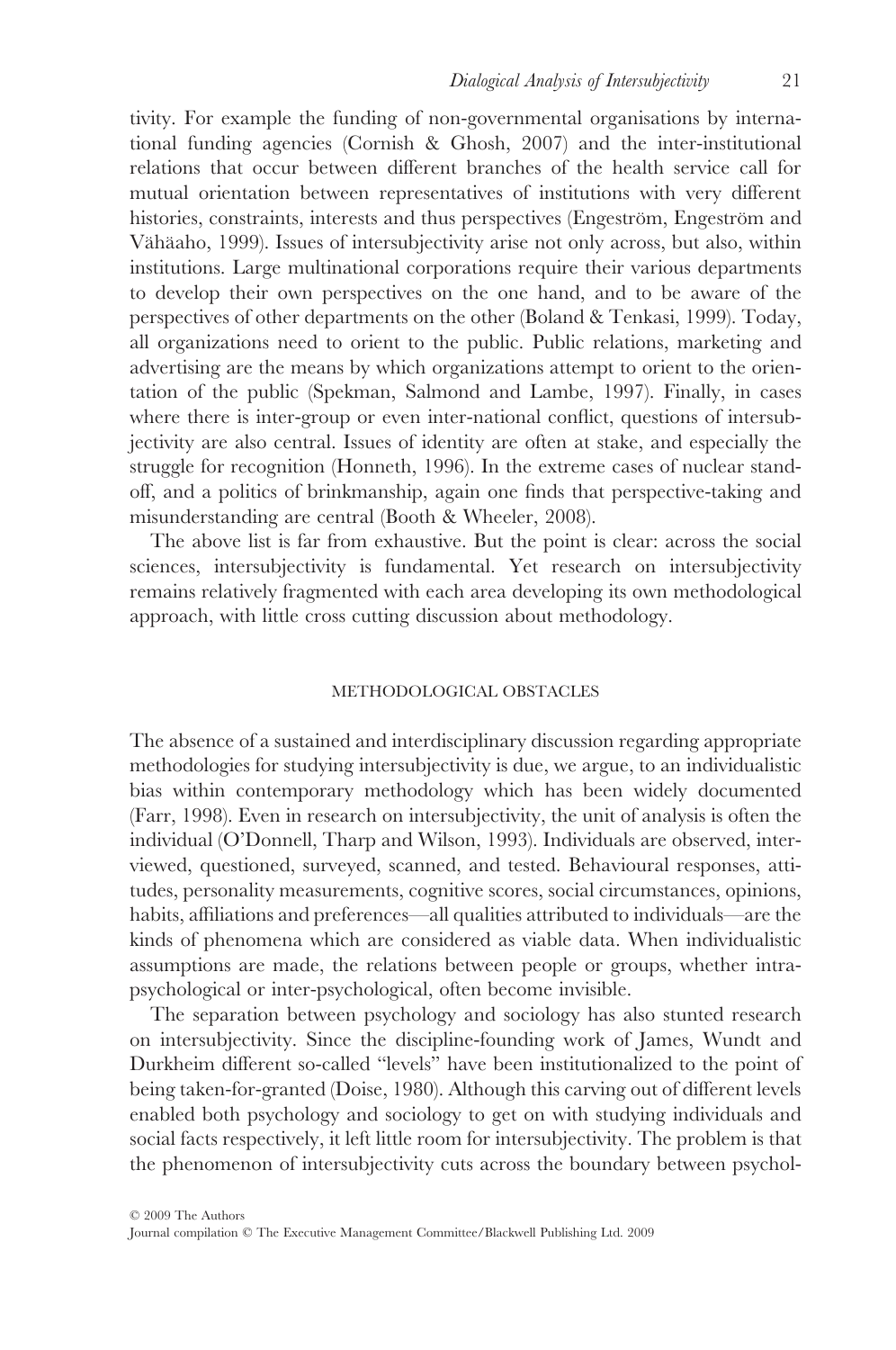tivity. For example the funding of non-governmental organisations by international funding agencies (Cornish & Ghosh, 2007) and the inter-institutional relations that occur between different branches of the health service call for mutual orientation between representatives of institutions with very different histories, constraints, interests and thus perspectives (Engeström, Engeström and Vähäaho, 1999). Issues of intersubjectivity arise not only across, but also, within institutions. Large multinational corporations require their various departments to develop their own perspectives on the one hand, and to be aware of the perspectives of other departments on the other (Boland & Tenkasi, 1999). Today, all organizations need to orient to the public. Public relations, marketing and advertising are the means by which organizations attempt to orient to the orientation of the public (Spekman, Salmond and Lambe, 1997). Finally, in cases where there is inter-group or even inter-national conflict, questions of intersubjectivity are also central. Issues of identity are often at stake, and especially the struggle for recognition (Honneth, 1996). In the extreme cases of nuclear standoff, and a politics of brinkmanship, again one finds that perspective-taking and misunderstanding are central (Booth & Wheeler, 2008).

The above list is far from exhaustive. But the point is clear: across the social sciences, intersubjectivity is fundamental. Yet research on intersubjectivity remains relatively fragmented with each area developing its own methodological approach, with little cross cutting discussion about methodology.

## METHODOLOGICAL OBSTACLES

The absence of a sustained and interdisciplinary discussion regarding appropriate methodologies for studying intersubjectivity is due, we argue, to an individualistic bias within contemporary methodology which has been widely documented (Farr, 1998). Even in research on intersubjectivity, the unit of analysis is often the individual (O'Donnell, Tharp and Wilson, 1993). Individuals are observed, interviewed, questioned, surveyed, scanned, and tested. Behavioural responses, attitudes, personality measurements, cognitive scores, social circumstances, opinions, habits, affiliations and preferences—all qualities attributed to individuals—are the kinds of phenomena which are considered as viable data. When individualistic assumptions are made, the relations between people or groups, whether intra-psychological or inter-psychological, often become invisible.

The separation between psychology and sociology has also stunted research on intersubjectivity. Since the discipline-founding work of James, Wundt and Durkheim different so-called "levels" have been institutionalized to the point of being taken-for-granted (Doise, 1980). Although this carving out of different levels enabled both psychology and sociology to get on with studying individuals and social facts respectively, it left little room for intersubjectivity. The problem is that the phenomenon of intersubjectivity cuts across the boundary between psychol-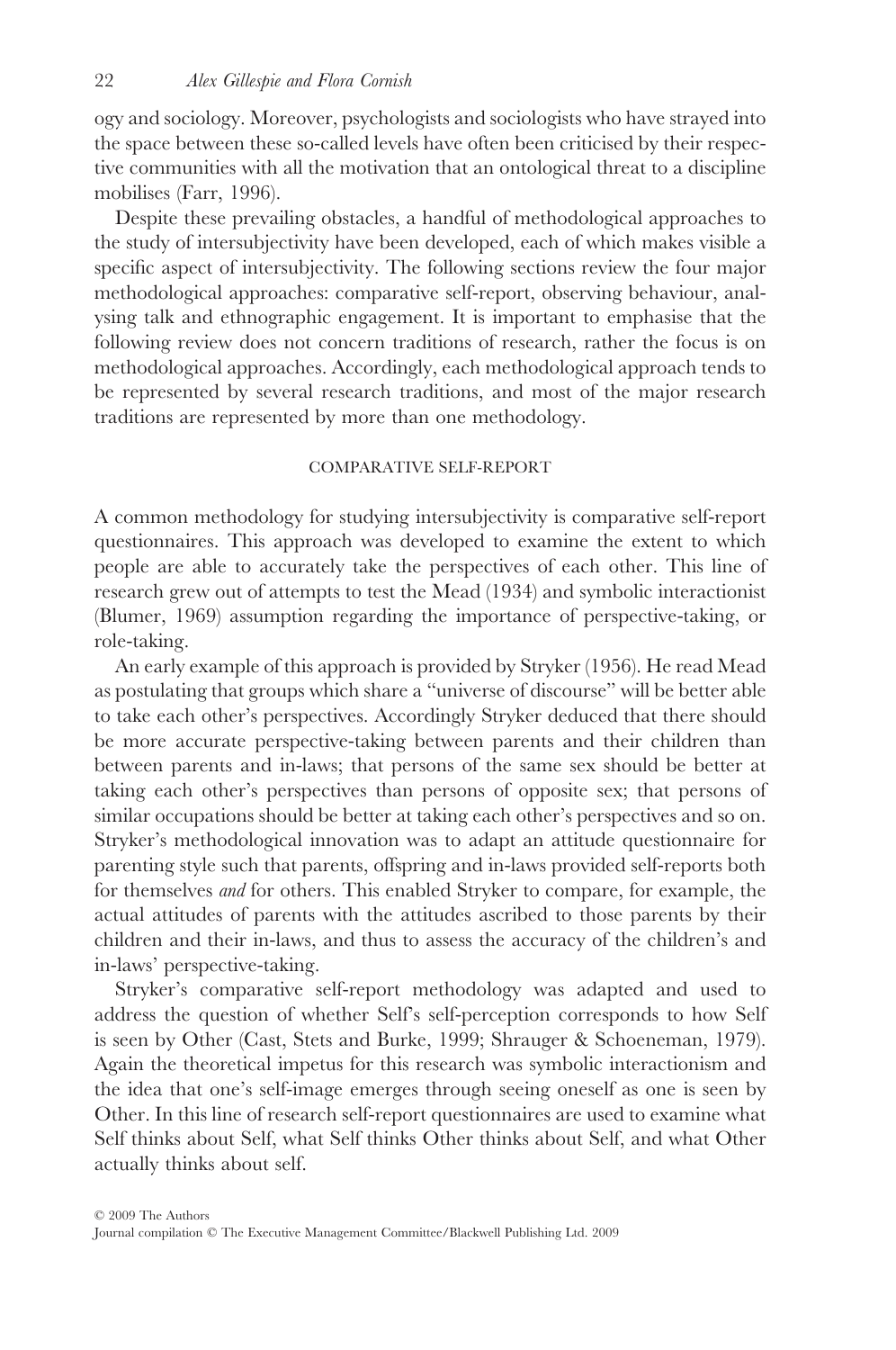ogy and sociology. Moreover, psychologists and sociologists who have strayed into the space between these so-called levels have often been criticised by their respective communities with all the motivation that an ontological threat to a discipline mobilises (Farr, 1996).

Despite these prevailing obstacles, a handful of methodological approaches to the study of intersubjectivity have been developed, each of which makes visible a specific aspect of intersubjectivity. The following sections review the four major methodological approaches: comparative self-report, observing behaviour, analysing talk and ethnographic engagement. It is important to emphasise that the following review does not concern traditions of research, rather the focus is on methodological approaches. Accordingly, each methodological approach tends to be represented by several research traditions, and most of the major research traditions are represented by more than one methodology.

## COMPARATIVE SELF-REPORT

A common methodology for studying intersubjectivity is comparative self-report questionnaires. This approach was developed to examine the extent to which people are able to accurately take the perspectives of each other. This line of research grew out of attempts to test the Mead (1934) and symbolic interactionist (Blumer, 1969) assumption regarding the importance of perspective-taking, or role-taking.

An early example of this approach is provided by Stryker (1956). He read Mead as postulating that groups which share a "universe of discourse" will be better able to take each other's perspectives. Accordingly Stryker deduced that there should be more accurate perspective-taking between parents and their children than between parents and in-laws; that persons of the same sex should be better at taking each other's perspectives than persons of opposite sex; that persons of similar occupations should be better at taking each other's perspectives and so on. Stryker's methodological innovation was to adapt an attitude questionnaire for parenting style such that parents, offspring and in-laws provided self-reports both for themselves *and* for others. This enabled Stryker to compare, for example, the actual attitudes of parents with the attitudes ascribed to those parents by their children and their in-laws, and thus to assess the accuracy of the children's and in-laws' perspective-taking.

Stryker's comparative self-report methodology was adapted and used to address the question of whether Self's self-perception corresponds to how Self is seen by Other (Cast, Stets and Burke, 1999; Shrauger & Schoeneman, 1979). Again the theoretical impetus for this research was symbolic interactionism and the idea that one's self-image emerges through seeing oneself as one is seen by Other. In this line of research self-report questionnaires are used to examine what Self thinks about Self, what Self thinks Other thinks about Self, and what Other actually thinks about self.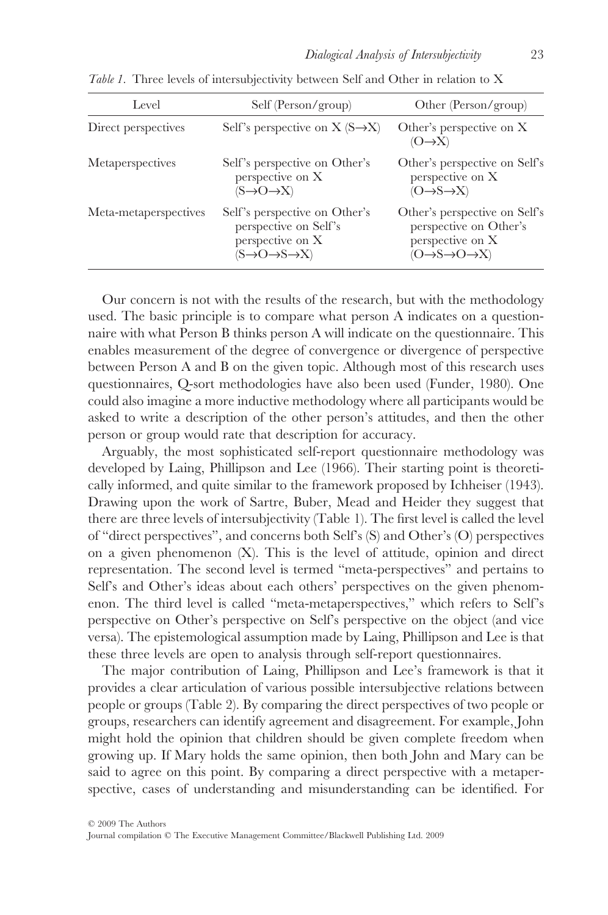*Table 1.* Three levels of intersubjectivity between Self and Other in relation to X

| Level | Self (Person/group) | Other (Person/group) |
|---|---|---|
| Direct perspectives | Self's perspective on X (S→X) | Other's perspective on X (O→X) |
| Metaperspectives | Self's perspective on Other's perspective on X (S→O→X) | Other's perspective on Self's perspective on X (O→S→X) |
| Meta-metaperspectives | Self's perspective on Other's perspective on Self's perspective on X (S→O→S→X) | Other's perspective on Self's perspective on Other's perspective on X (O→S→O→X) |

Our concern is not with the results of the research, but with the methodology used. The basic principle is to compare what person A indicates on a questionnaire with what Person B thinks person A will indicate on the questionnaire. This enables measurement of the degree of convergence or divergence of perspective between Person A and B on the given topic. Although most of this research uses questionnaires, Q-sort methodologies have also been used (Funder, 1980). One could also imagine a more inductive methodology where all participants would be asked to write a description of the other person's attitudes, and then the other person or group would rate that description for accuracy.

Arguably, the most sophisticated self-report questionnaire methodology was developed by Laing, Phillipson and Lee (1966). Their starting point is theoretically informed, and quite similar to the framework proposed by Ichheiser (1943). Drawing upon the work of Sartre, Buber, Mead and Heider they suggest that there are three levels of intersubjectivity (Table 1). The first level is called the level of "direct perspectives", and concerns both Self's (S) and Other's (O) perspectives on a given phenomenon (X). This is the level of attitude, opinion and direct representation. The second level is termed "meta-perspectives" and pertains to Self's and Other's ideas about each others' perspectives on the given phenomenon. The third level is called "meta-metaperspectives," which refers to Self's perspective on Other's perspective on Self's perspective on the object (and vice versa). The epistemological assumption made by Laing, Phillipson and Lee is that these three levels are open to analysis through self-report questionnaires.

The major contribution of Laing, Phillipson and Lee's framework is that it provides a clear articulation of various possible intersubjective relations between people or groups (Table 2). By comparing the direct perspectives of two people or groups, researchers can identify agreement and disagreement. For example, John might hold the opinion that children should be given complete freedom when growing up. If Mary holds the same opinion, then both John and Mary can be said to agree on this point. By comparing a direct perspective with a metaperspective, cases of understanding and misunderstanding can be identified. For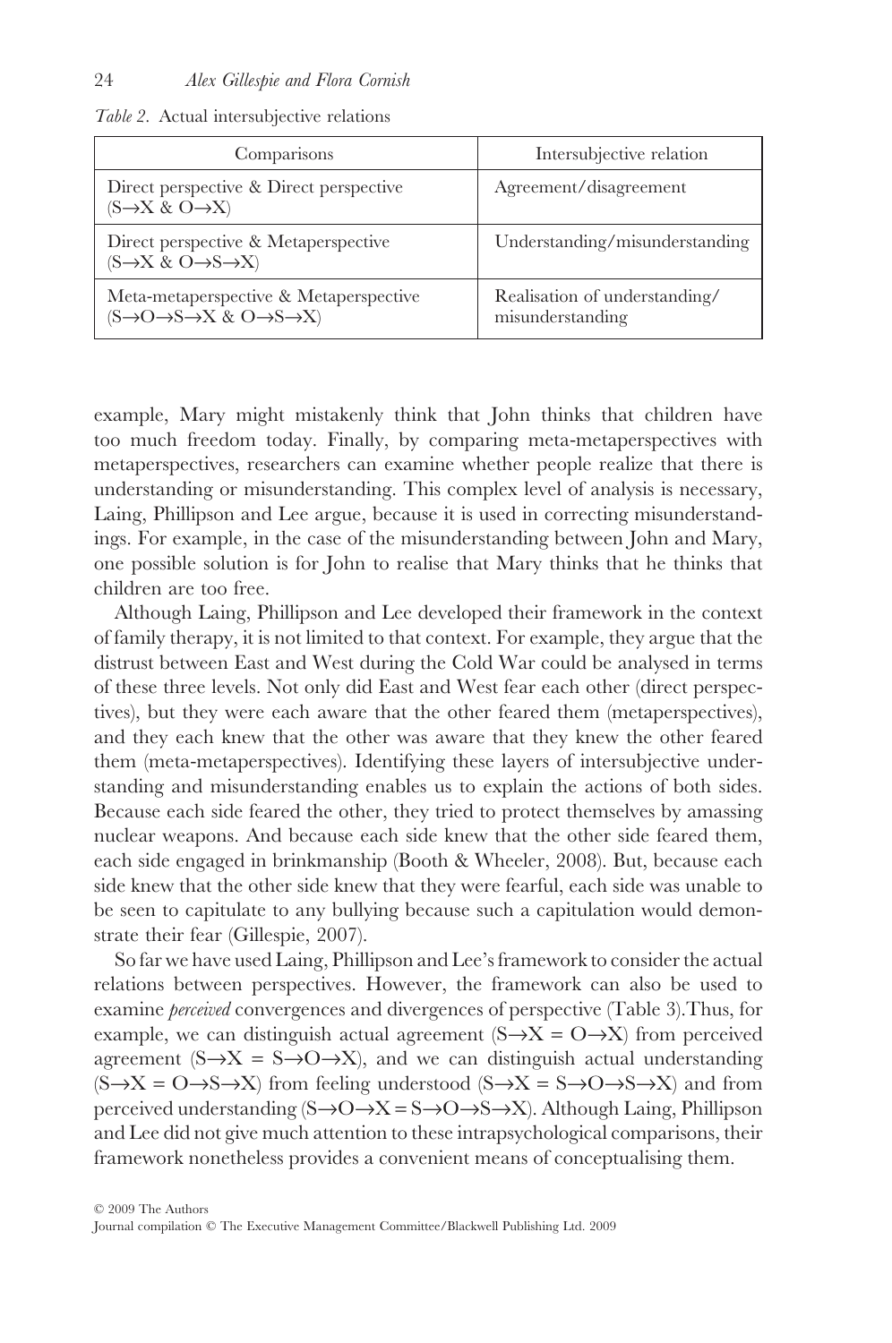*Table 2.* Actual intersubjective relations

| Comparisons | Intersubjective relation |
| --- | --- |
| Direct perspective & Direct perspective ($S \rightarrow X$ & $O \rightarrow X$) | Agreement/disagreement |
| Direct perspective & Metaperspective ($S \rightarrow X$ & $O \rightarrow S \rightarrow X$) | Understanding/misunderstanding |
| Meta-metaperspective & Metaperspective ($S \rightarrow O \rightarrow S \rightarrow X$ & $O \rightarrow S \rightarrow X$) | Realisation of understanding/ misunderstanding |

example, Mary might mistakenly think that John thinks that children have too much freedom today. Finally, by comparing meta-metaperspectives with metaperspectives, researchers can examine whether people realize that there is understanding or misunderstanding. This complex level of analysis is necessary, Laing, Phillipson and Lee argue, because it is used in correcting misunderstandings. For example, in the case of the misunderstanding between John and Mary, one possible solution is for John to realise that Mary thinks that he thinks that children are too free.

Although Laing, Phillipson and Lee developed their framework in the context of family therapy, it is not limited to that context. For example, they argue that the distrust between East and West during the Cold War could be analysed in terms of these three levels. Not only did East and West fear each other (direct perspectives), but they were each aware that the other feared them (metaperspectives), and they each knew that the other was aware that they knew the other feared them (meta-metaperspectives). Identifying these layers of intersubjective understanding and misunderstanding enables us to explain the actions of both sides. Because each side feared the other, they tried to protect themselves by amassing nuclear weapons. And because each side knew that the other side feared them, each side engaged in brinkmanship (Booth & Wheeler, 2008). But, because each side knew that the other side knew that they were fearful, each side was unable to be seen to capitulate to any bullying because such a capitulation would demonstrate their fear (Gillespie, 2007).

So far we have used Laing, Phillipson and Lee's framework to consider the actual relations between perspectives. However, the framework can also be used to examine *perceived* convergences and divergences of perspective (Table 3). Thus, for example, we can distinguish actual agreement ($S \rightarrow X = O \rightarrow X$) from perceived agreement ($S \rightarrow X = S \rightarrow O \rightarrow X$), and we can distinguish actual understanding ($S \rightarrow X = O \rightarrow S \rightarrow X$) from feeling understood ($S \rightarrow X = S \rightarrow O \rightarrow S \rightarrow X$) and from perceived understanding ($S \rightarrow O \rightarrow X = S \rightarrow O \rightarrow S \rightarrow X$). Although Laing, Phillipson and Lee did not give much attention to these intrapsychological comparisons, their framework nonetheless provides a convenient means of conceptualising them.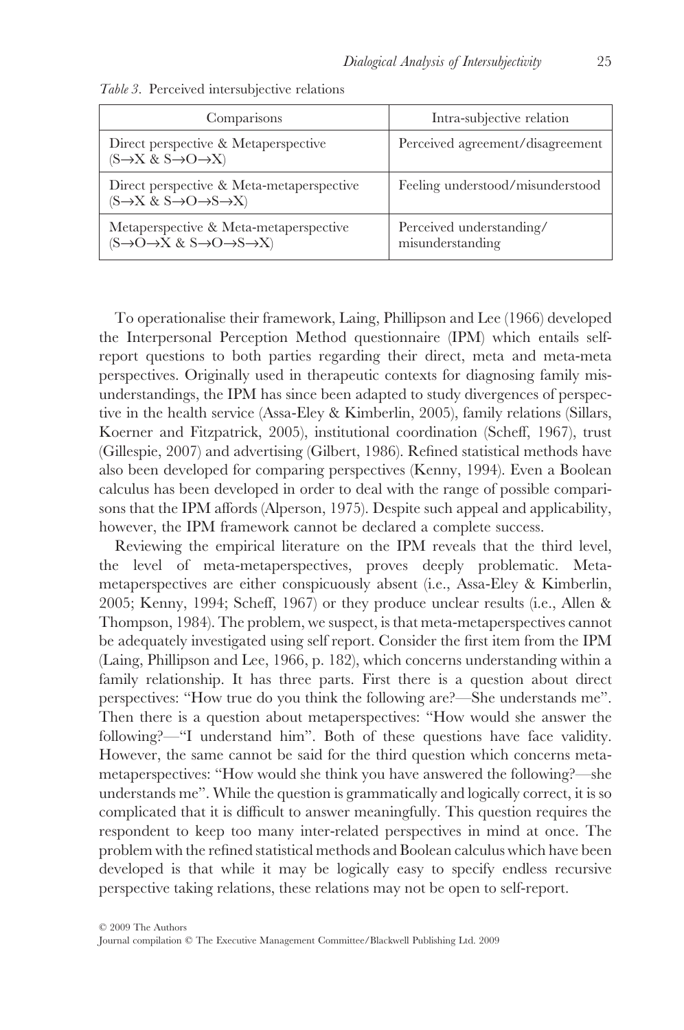*Table 3.* Perceived intersubjective relations

| Comparisons | Intra-subjective relation |
|---|---|
| Direct perspective & Metaperspective ($S \rightarrow X$ & $S \rightarrow O \rightarrow X$) | Perceived agreement/disagreement |
| Direct perspective & Meta-metaperspective ($S \rightarrow X$ & $S \rightarrow O \rightarrow S \rightarrow X$) | Feeling understood/misunderstood |
| Metaperspective & Meta-metaperspective ($S \rightarrow O \rightarrow X$ & $S \rightarrow O \rightarrow S \rightarrow X$) | Perceived understanding/ misunderstanding |

To operationalise their framework, Laing, Phillipson and Lee (1966) developed the Interpersonal Perception Method questionnaire (IPM) which entails self-report questions to both parties regarding their direct, meta and meta-meta perspectives. Originally used in therapeutic contexts for diagnosing family misunderstandings, the IPM has since been adapted to study divergences of perspective in the health service (Assa-Eley & Kimberlin, 2005), family relations (Sillars, Koerner and Fitzpatrick, 2005), institutional coordination (Scheff, 1967), trust (Gillespie, 2007) and advertising (Gilbert, 1986). Refined statistical methods have also been developed for comparing perspectives (Kenny, 1994). Even a Boolean calculus has been developed in order to deal with the range of possible comparisons that the IPM affords (Alperson, 1975). Despite such appeal and applicability, however, the IPM framework cannot be declared a complete success.

Reviewing the empirical literature on the IPM reveals that the third level, the level of meta-metaperspectives, proves deeply problematic. Meta-metaperspectives are either conspicuously absent (i.e., Assa-Eley & Kimberlin, 2005; Kenny, 1994; Scheff, 1967) or they produce unclear results (i.e., Allen & Thompson, 1984). The problem, we suspect, is that meta-metaperspectives cannot be adequately investigated using self report. Consider the first item from the IPM (Laing, Phillipson and Lee, 1966, p. 182), which concerns understanding within a family relationship. It has three parts. First there is a question about direct perspectives: "How true do you think the following are?—She understands me". Then there is a question about metaperspectives: "How would she answer the following?—"I understand him". Both of these questions have face validity. However, the same cannot be said for the third question which concerns meta-metaperspectives: "How would she think you have answered the following?—she understands me". While the question is grammatically and logically correct, it is so complicated that it is difficult to answer meaningfully. This question requires the respondent to keep too many inter-related perspectives in mind at once. The problem with the refined statistical methods and Boolean calculus which have been developed is that while it may be logically easy to specify endless recursive perspective taking relations, these relations may not be open to self-report.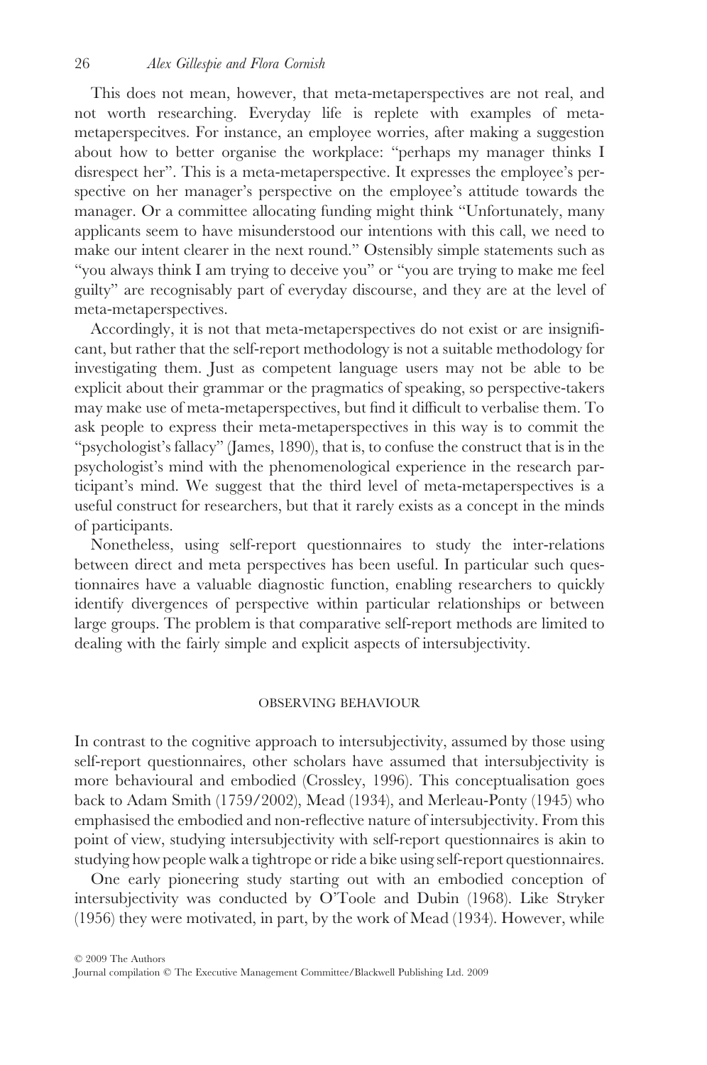This does not mean, however, that meta-metaperspectives are not real, and not worth researching. Everyday life is replete with examples of meta-metaperspecitves. For instance, an employee worries, after making a suggestion about how to better organise the workplace: "perhaps my manager thinks I disrespect her". This is a meta-metaperspective. It expresses the employee's perspective on her manager's perspective on the employee's attitude towards the manager. Or a committee allocating funding might think "Unfortunately, many applicants seem to have misunderstood our intentions with this call, we need to make our intent clearer in the next round." Ostensibly simple statements such as "you always think I am trying to deceive you" or "you are trying to make me feel guilty" are recognisably part of everyday discourse, and they are at the level of meta-metaperspectives.

Accordingly, it is not that meta-metaperspectives do not exist or are insignificant, but rather that the self-report methodology is not a suitable methodology for investigating them. Just as competent language users may not be able to be explicit about their grammar or the pragmatics of speaking, so perspective-takers may make use of meta-metaperspectives, but find it difficult to verbalise them. To ask people to express their meta-metaperspectives in this way is to commit the "psychologist's fallacy" (James, 1890), that is, to confuse the construct that is in the psychologist's mind with the phenomenological experience in the research participant's mind. We suggest that the third level of meta-metaperspectives is a useful construct for researchers, but that it rarely exists as a concept in the minds of participants.

Nonetheless, using self-report questionnaires to study the inter-relations between direct and meta perspectives has been useful. In particular such questionnaires have a valuable diagnostic function, enabling researchers to quickly identify divergences of perspective within particular relationships or between large groups. The problem is that comparative self-report methods are limited to dealing with the fairly simple and explicit aspects of intersubjectivity.

## OBSERVING BEHAVIOUR

In contrast to the cognitive approach to intersubjectivity, assumed by those using self-report questionnaires, other scholars have assumed that intersubjectivity is more behavioural and embodied (Crossley, 1996). This conceptualisation goes back to Adam Smith (1759/2002), Mead (1934), and Merleau-Ponty (1945) who emphasised the embodied and non-reflective nature of intersubjectivity. From this point of view, studying intersubjectivity with self-report questionnaires is akin to studying how people walk a tightrope or ride a bike using self-report questionnaires.

One early pioneering study starting out with an embodied conception of intersubjectivity was conducted by O'Toole and Dubin (1968). Like Stryker (1956) they were motivated, in part, by the work of Mead (1934). However, while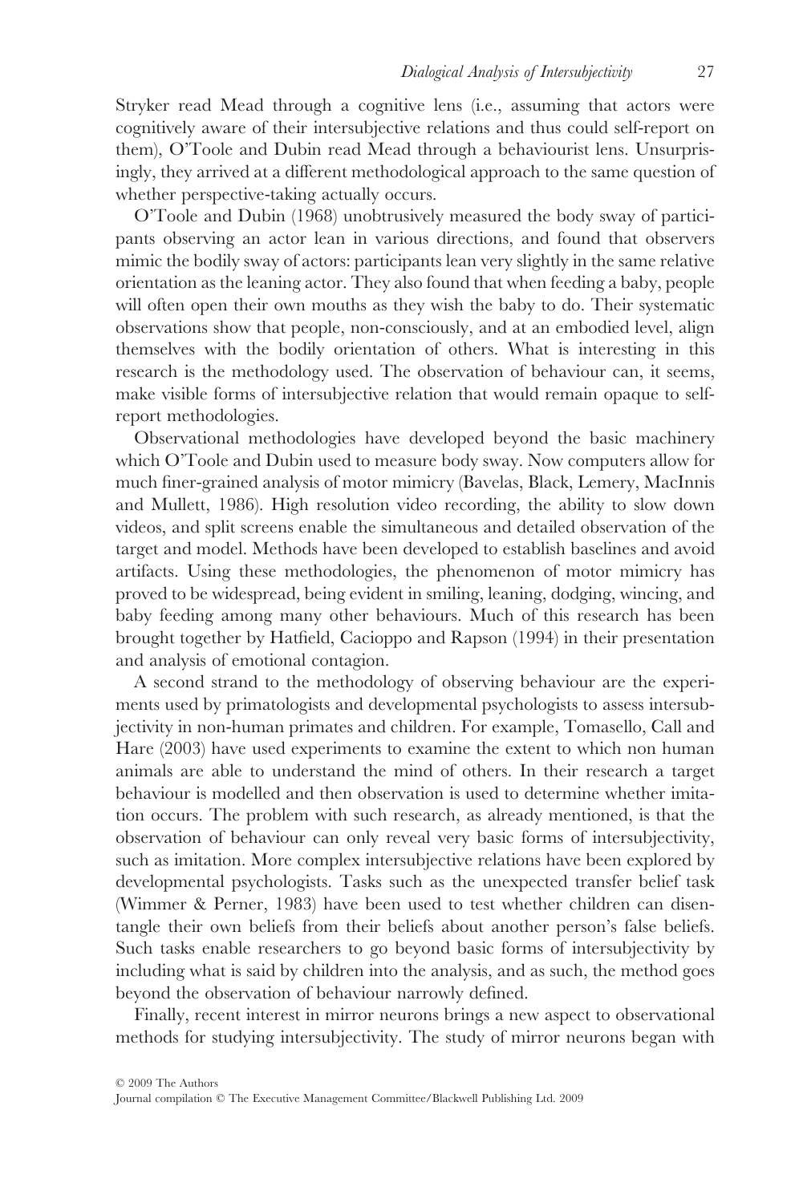Stryker read Mead through a cognitive lens (i.e., assuming that actors were cognitively aware of their intersubjective relations and thus could self-report on them), O'Toole and Dubin read Mead through a behaviourist lens. Unsurprisingly, they arrived at a different methodological approach to the same question of whether perspective-taking actually occurs.

O'Toole and Dubin (1968) unobtrusively measured the body sway of participants observing an actor lean in various directions, and found that observers mimic the bodily sway of actors: participants lean very slightly in the same relative orientation as the leaning actor. They also found that when feeding a baby, people will often open their own mouths as they wish the baby to do. Their systematic observations show that people, non-consciously, and at an embodied level, align themselves with the bodily orientation of others. What is interesting in this research is the methodology used. The observation of behaviour can, it seems, make visible forms of intersubjective relation that would remain opaque to self-report methodologies.

Observational methodologies have developed beyond the basic machinery which O'Toole and Dubin used to measure body sway. Now computers allow for much finer-grained analysis of motor mimicry (Bavelas, Black, Lemery, MacInnis and Mullett, 1986). High resolution video recording, the ability to slow down videos, and split screens enable the simultaneous and detailed observation of the target and model. Methods have been developed to establish baselines and avoid artifacts. Using these methodologies, the phenomenon of motor mimicry has proved to be widespread, being evident in smiling, leaning, dodging, wincing, and baby feeding among many other behaviours. Much of this research has been brought together by Hatfield, Cacioppo and Rapson (1994) in their presentation and analysis of emotional contagion.

A second strand to the methodology of observing behaviour are the experiments used by primatologists and developmental psychologists to assess intersubjectivity in non-human primates and children. For example, Tomasello, Call and Hare (2003) have used experiments to examine the extent to which non human animals are able to understand the mind of others. In their research a target behaviour is modelled and then observation is used to determine whether imitation occurs. The problem with such research, as already mentioned, is that the observation of behaviour can only reveal very basic forms of intersubjectivity, such as imitation. More complex intersubjective relations have been explored by developmental psychologists. Tasks such as the unexpected transfer belief task (Wimmer & Perner, 1983) have been used to test whether children can disentangle their own beliefs from their beliefs about another person's false beliefs. Such tasks enable researchers to go beyond basic forms of intersubjectivity by including what is said by children into the analysis, and as such, the method goes beyond the observation of behaviour narrowly defined.

Finally, recent interest in mirror neurons brings a new aspect to observational methods for studying intersubjectivity. The study of mirror neurons began with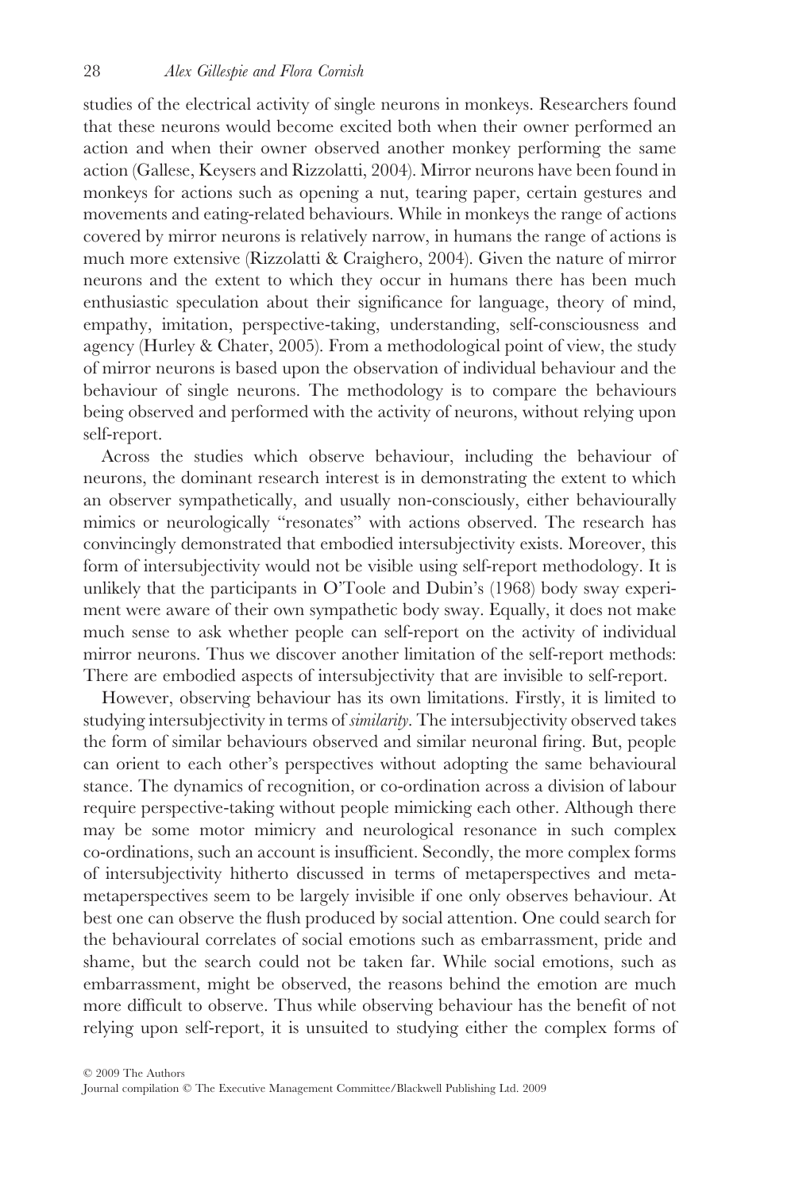studies of the electrical activity of single neurons in monkeys. Researchers found that these neurons would become excited both when their owner performed an action and when their owner observed another monkey performing the same action (Gallese, Keysers and Rizzolatti, 2004). Mirror neurons have been found in monkeys for actions such as opening a nut, tearing paper, certain gestures and movements and eating-related behaviours. While in monkeys the range of actions covered by mirror neurons is relatively narrow, in humans the range of actions is much more extensive (Rizzolatti & Craighero, 2004). Given the nature of mirror neurons and the extent to which they occur in humans there has been much enthusiastic speculation about their significance for language, theory of mind, empathy, imitation, perspective-taking, understanding, self-consciousness and agency (Hurley & Chater, 2005). From a methodological point of view, the study of mirror neurons is based upon the observation of individual behaviour and the behaviour of single neurons. The methodology is to compare the behaviours being observed and performed with the activity of neurons, without relying upon self-report.

Across the studies which observe behaviour, including the behaviour of neurons, the dominant research interest is in demonstrating the extent to which an observer sympathetically, and usually non-consciously, either behaviourally mimics or neurologically "resonates" with actions observed. The research has convincingly demonstrated that embodied intersubjectivity exists. Moreover, this form of intersubjectivity would not be visible using self-report methodology. It is unlikely that the participants in O'Toole and Dubin's (1968) body sway experiment were aware of their own sympathetic body sway. Equally, it does not make much sense to ask whether people can self-report on the activity of individual mirror neurons. Thus we discover another limitation of the self-report methods: There are embodied aspects of intersubjectivity that are invisible to self-report.

However, observing behaviour has its own limitations. Firstly, it is limited to studying intersubjectivity in terms of *similarity*. The intersubjectivity observed takes the form of similar behaviours observed and similar neuronal firing. But, people can orient to each other's perspectives without adopting the same behavioural stance. The dynamics of recognition, or co-ordination across a division of labour require perspective-taking without people mimicking each other. Although there may be some motor mimicry and neurological resonance in such complex co-ordinations, such an account is insufficient. Secondly, the more complex forms of intersubjectivity hitherto discussed in terms of metaperspectives and meta-metaperspectives seem to be largely invisible if one only observes behaviour. At best one can observe the flush produced by social attention. One could search for the behavioural correlates of social emotions such as embarrassment, pride and shame, but the search could not be taken far. While social emotions, such as embarrassment, might be observed, the reasons behind the emotion are much more difficult to observe. Thus while observing behaviour has the benefit of not relying upon self-report, it is unsuited to studying either the complex forms of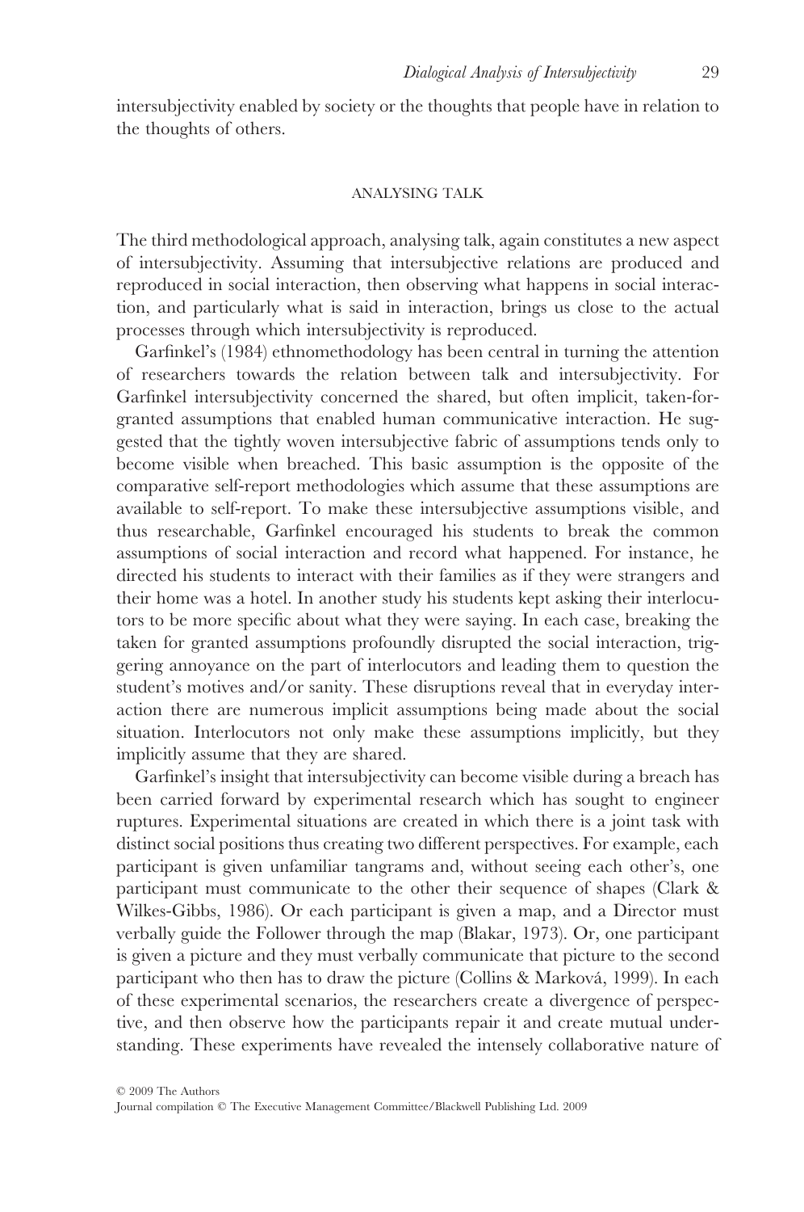intersubjectivity enabled by society or the thoughts that people have in relation to the thoughts of others.

## ANALYSING TALK

The third methodological approach, analysing talk, again constitutes a new aspect of intersubjectivity. Assuming that intersubjective relations are produced and reproduced in social interaction, then observing what happens in social interaction, and particularly what is said in interaction, brings us close to the actual processes through which intersubjectivity is reproduced.

Garfinkel's (1984) ethnomethodology has been central in turning the attention of researchers towards the relation between talk and intersubjectivity. For Garfinkel intersubjectivity concerned the shared, but often implicit, taken-for-granted assumptions that enabled human communicative interaction. He suggested that the tightly woven intersubjective fabric of assumptions tends only to become visible when breached. This basic assumption is the opposite of the comparative self-report methodologies which assume that these assumptions are available to self-report. To make these intersubjective assumptions visible, and thus researchable, Garfinkel encouraged his students to break the common assumptions of social interaction and record what happened. For instance, he directed his students to interact with their families as if they were strangers and their home was a hotel. In another study his students kept asking their interlocutors to be more specific about what they were saying. In each case, breaking the taken for granted assumptions profoundly disrupted the social interaction, triggering annoyance on the part of interlocutors and leading them to question the student's motives and/or sanity. These disruptions reveal that in everyday interaction there are numerous implicit assumptions being made about the social situation. Interlocutors not only make these assumptions implicitly, but they implicitly assume that they are shared.

Garfinkel's insight that intersubjectivity can become visible during a breach has been carried forward by experimental research which has sought to engineer ruptures. Experimental situations are created in which there is a joint task with distinct social positions thus creating two different perspectives. For example, each participant is given unfamiliar tangrams and, without seeing each other's, one participant must communicate to the other their sequence of shapes (Clark & Wilkes-Gibbs, 1986). Or each participant is given a map, and a Director must verbally guide the Follower through the map (Blakar, 1973). Or, one participant is given a picture and they must verbally communicate that picture to the second participant who then has to draw the picture (Collins & Marková, 1999). In each of these experimental scenarios, the researchers create a divergence of perspective, and then observe how the participants repair it and create mutual understanding. These experiments have revealed the intensely collaborative nature of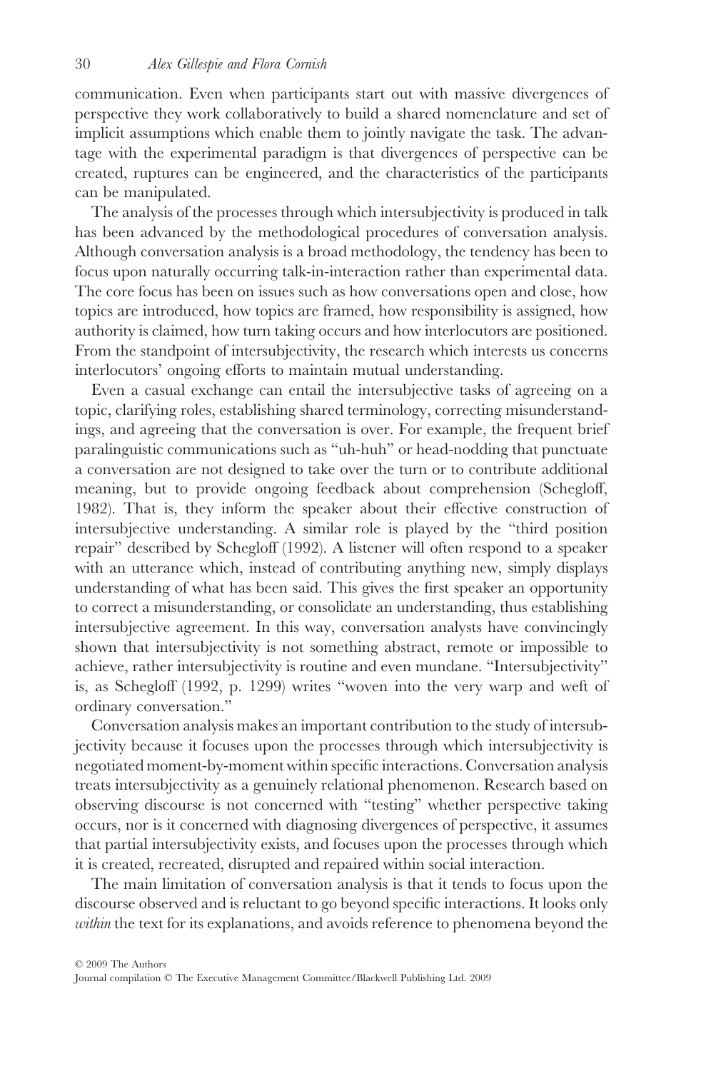communication. Even when participants start out with massive divergences of perspective they work collaboratively to build a shared nomenclature and set of implicit assumptions which enable them to jointly navigate the task. The advantage with the experimental paradigm is that divergences of perspective can be created, ruptures can be engineered, and the characteristics of the participants can be manipulated.

The analysis of the processes through which intersubjectivity is produced in talk has been advanced by the methodological procedures of conversation analysis. Although conversation analysis is a broad methodology, the tendency has been to focus upon naturally occurring talk-in-interaction rather than experimental data. The core focus has been on issues such as how conversations open and close, how topics are introduced, how topics are framed, how responsibility is assigned, how authority is claimed, how turn taking occurs and how interlocutors are positioned. From the standpoint of intersubjectivity, the research which interests us concerns interlocutors' ongoing efforts to maintain mutual understanding.

Even a casual exchange can entail the intersubjective tasks of agreeing on a topic, clarifying roles, establishing shared terminology, correcting misunderstandings, and agreeing that the conversation is over. For example, the frequent brief paralinguistic communications such as "uh-huh" or head-nodding that punctuate a conversation are not designed to take over the turn or to contribute additional meaning, but to provide ongoing feedback about comprehension (Schegloff, 1982). That is, they inform the speaker about their effective construction of intersubjective understanding. A similar role is played by the "third position repair" described by Schegloff (1992). A listener will often respond to a speaker with an utterance which, instead of contributing anything new, simply displays understanding of what has been said. This gives the first speaker an opportunity to correct a misunderstanding, or consolidate an understanding, thus establishing intersubjective agreement. In this way, conversation analysts have convincingly shown that intersubjectivity is not something abstract, remote or impossible to achieve, rather intersubjectivity is routine and even mundane. "Intersubjectivity" is, as Schegloff (1992, p. 1299) writes "woven into the very warp and weft of ordinary conversation."

Conversation analysis makes an important contribution to the study of intersubjectivity because it focuses upon the processes through which intersubjectivity is negotiated moment-by-moment within specific interactions. Conversation analysis treats intersubjectivity as a genuinely relational phenomenon. Research based on observing discourse is not concerned with "testing" whether perspective taking occurs, nor is it concerned with diagnosing divergences of perspective, it assumes that partial intersubjectivity exists, and focuses upon the processes through which it is created, recreated, disrupted and repaired within social interaction.

The main limitation of conversation analysis is that it tends to focus upon the discourse observed and is reluctant to go beyond specific interactions. It looks only *within* the text for its explanations, and avoids reference to phenomena beyond the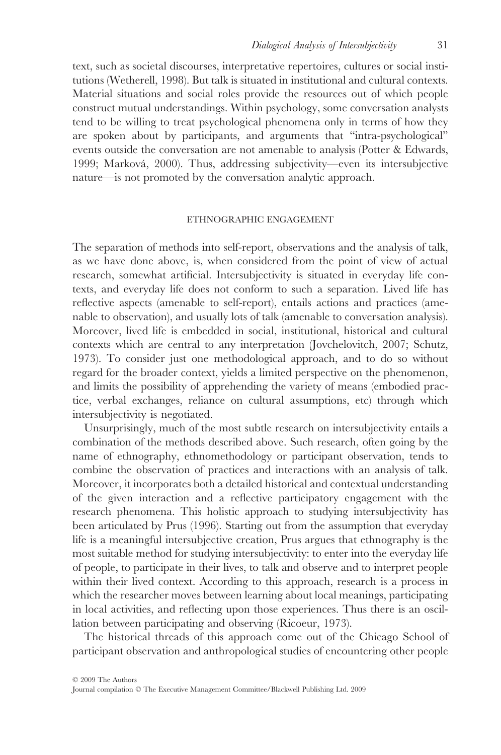text, such as societal discourses, interpretative repertoires, cultures or social institutions (Wetherell, 1998). But talk is situated in institutional and cultural contexts. Material situations and social roles provide the resources out of which people construct mutual understandings. Within psychology, some conversation analysts tend to be willing to treat psychological phenomena only in terms of how they are spoken about by participants, and arguments that "intra-psychological" events outside the conversation are not amenable to analysis (Potter & Edwards, 1999; Marková, 2000). Thus, addressing subjectivity—even its intersubjective nature—is not promoted by the conversation analytic approach.

## ETHNOGRAPHIC ENGAGEMENT

The separation of methods into self-report, observations and the analysis of talk, as we have done above, is, when considered from the point of view of actual research, somewhat artificial. Intersubjectivity is situated in everyday life contexts, and everyday life does not conform to such a separation. Lived life has reflective aspects (amenable to self-report), entails actions and practices (amenable to observation), and usually lots of talk (amenable to conversation analysis). Moreover, lived life is embedded in social, institutional, historical and cultural contexts which are central to any interpretation (Jovchelovitch, 2007; Schutz, 1973). To consider just one methodological approach, and to do so without regard for the broader context, yields a limited perspective on the phenomenon, and limits the possibility of apprehending the variety of means (embodied practice, verbal exchanges, reliance on cultural assumptions, etc) through which intersubjectivity is negotiated.

Unsurprisingly, much of the most subtle research on intersubjectivity entails a combination of the methods described above. Such research, often going by the name of ethnography, ethnomethodology or participant observation, tends to combine the observation of practices and interactions with an analysis of talk. Moreover, it incorporates both a detailed historical and contextual understanding of the given interaction and a reflective participatory engagement with the research phenomena. This holistic approach to studying intersubjectivity has been articulated by Prus (1996). Starting out from the assumption that everyday life is a meaningful intersubjective creation, Prus argues that ethnography is the most suitable method for studying intersubjectivity: to enter into the everyday life of people, to participate in their lives, to talk and observe and to interpret people within their lived context. According to this approach, research is a process in which the researcher moves between learning about local meanings, participating in local activities, and reflecting upon those experiences. Thus there is an oscillation between participating and observing (Ricoeur, 1973).

The historical threads of this approach come out of the Chicago School of participant observation and anthropological studies of encountering other people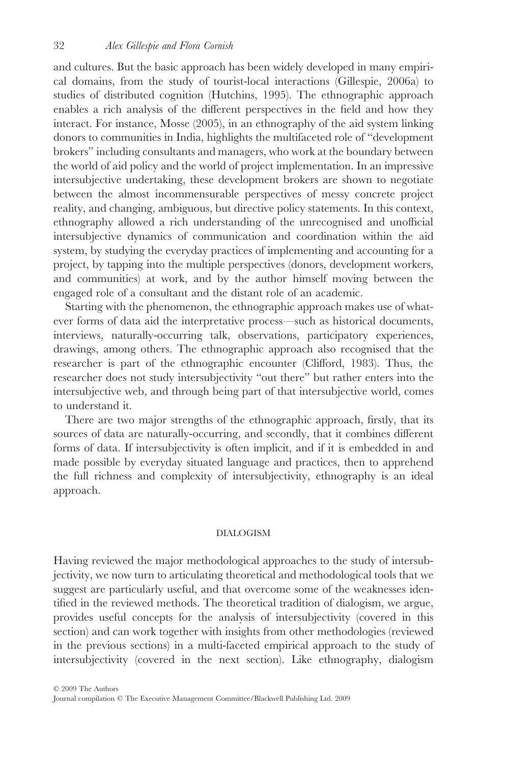and cultures. But the basic approach has been widely developed in many empirical domains, from the study of tourist-local interactions (Gillespie, 2006a) to studies of distributed cognition (Hutchins, 1995). The ethnographic approach enables a rich analysis of the different perspectives in the field and how they interact. For instance, Mosse (2005), in an ethnography of the aid system linking donors to communities in India, highlights the multifaceted role of "development brokers" including consultants and managers, who work at the boundary between the world of aid policy and the world of project implementation. In an impressive intersubjective undertaking, these development brokers are shown to negotiate between the almost incommensurable perspectives of messy concrete project reality, and changing, ambiguous, but directive policy statements. In this context, ethnography allowed a rich understanding of the unrecognised and unofficial intersubjective dynamics of communication and coordination within the aid system, by studying the everyday practices of implementing and accounting for a project, by tapping into the multiple perspectives (donors, development workers, and communities) at work, and by the author himself moving between the engaged role of a consultant and the distant role of an academic.

Starting with the phenomenon, the ethnographic approach makes use of whatever forms of data aid the interpretative process—such as historical documents, interviews, naturally-occurring talk, observations, participatory experiences, drawings, among others. The ethnographic approach also recognised that the researcher is part of the ethnographic encounter (Clifford, 1983). Thus, the researcher does not study intersubjectivity "out there" but rather enters into the intersubjective web, and through being part of that intersubjective world, comes to understand it.

There are two major strengths of the ethnographic approach, firstly, that its sources of data are naturally-occurring, and secondly, that it combines different forms of data. If intersubjectivity is often implicit, and if it is embedded in and made possible by everyday situated language and practices, then to apprehend the full richness and complexity of intersubjectivity, ethnography is an ideal approach.

## DIALOGISM

Having reviewed the major methodological approaches to the study of intersubjectivity, we now turn to articulating theoretical and methodological tools that we suggest are particularly useful, and that overcome some of the weaknesses identified in the reviewed methods. The theoretical tradition of dialogism, we argue, provides useful concepts for the analysis of intersubjectivity (covered in this section) and can work together with insights from other methodologies (reviewed in the previous sections) in a multi-faceted empirical approach to the study of intersubjectivity (covered in the next section). Like ethnography, dialogism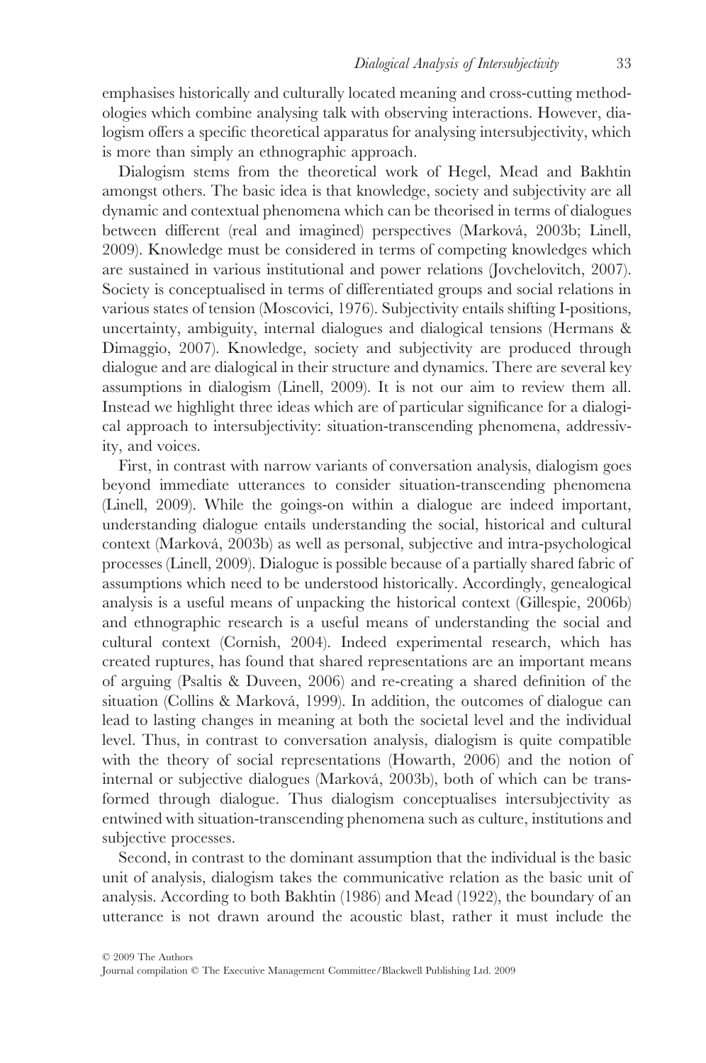emphasises historically and culturally located meaning and cross-cutting methodologies which combine analysing talk with observing interactions. However, dialogism offers a specific theoretical apparatus for analysing intersubjectivity, which is more than simply an ethnographic approach.

Dialogism stems from the theoretical work of Hegel, Mead and Bakhtin amongst others. The basic idea is that knowledge, society and subjectivity are all dynamic and contextual phenomena which can be theorised in terms of dialogues between different (real and imagined) perspectives (Marková, 2003b; Linell, 2009). Knowledge must be considered in terms of competing knowledges which are sustained in various institutional and power relations (Jovchelovitch, 2007). Society is conceptualised in terms of differentiated groups and social relations in various states of tension (Moscovici, 1976). Subjectivity entails shifting I-positions, uncertainty, ambiguity, internal dialogues and dialogical tensions (Hermans & Dimaggio, 2007). Knowledge, society and subjectivity are produced through dialogue and are dialogical in their structure and dynamics. There are several key assumptions in dialogism (Linell, 2009). It is not our aim to review them all. Instead we highlight three ideas which are of particular significance for a dialogical approach to intersubjectivity: situation-transcending phenomena, addressivity, and voices.

First, in contrast with narrow variants of conversation analysis, dialogism goes beyond immediate utterances to consider situation-transcending phenomena (Linell, 2009). While the goings-on within a dialogue are indeed important, understanding dialogue entails understanding the social, historical and cultural context (Marková, 2003b) as well as personal, subjective and intra-psychological processes (Linell, 2009). Dialogue is possible because of a partially shared fabric of assumptions which need to be understood historically. Accordingly, genealogical analysis is a useful means of unpacking the historical context (Gillespie, 2006b) and ethnographic research is a useful means of understanding the social and cultural context (Cornish, 2004). Indeed experimental research, which has created ruptures, has found that shared representations are an important means of arguing (Psaltis & Duveen, 2006) and re-creating a shared definition of the situation (Collins & Marková, 1999). In addition, the outcomes of dialogue can lead to lasting changes in meaning at both the societal level and the individual level. Thus, in contrast to conversation analysis, dialogism is quite compatible with the theory of social representations (Howarth, 2006) and the notion of internal or subjective dialogues (Marková, 2003b), both of which can be transformed through dialogue. Thus dialogism conceptualises intersubjectivity as entwined with situation-transcending phenomena such as culture, institutions and subjective processes.

Second, in contrast to the dominant assumption that the individual is the basic unit of analysis, dialogism takes the communicative relation as the basic unit of analysis. According to both Bakhtin (1986) and Mead (1922), the boundary of an utterance is not drawn around the acoustic blast, rather it must include the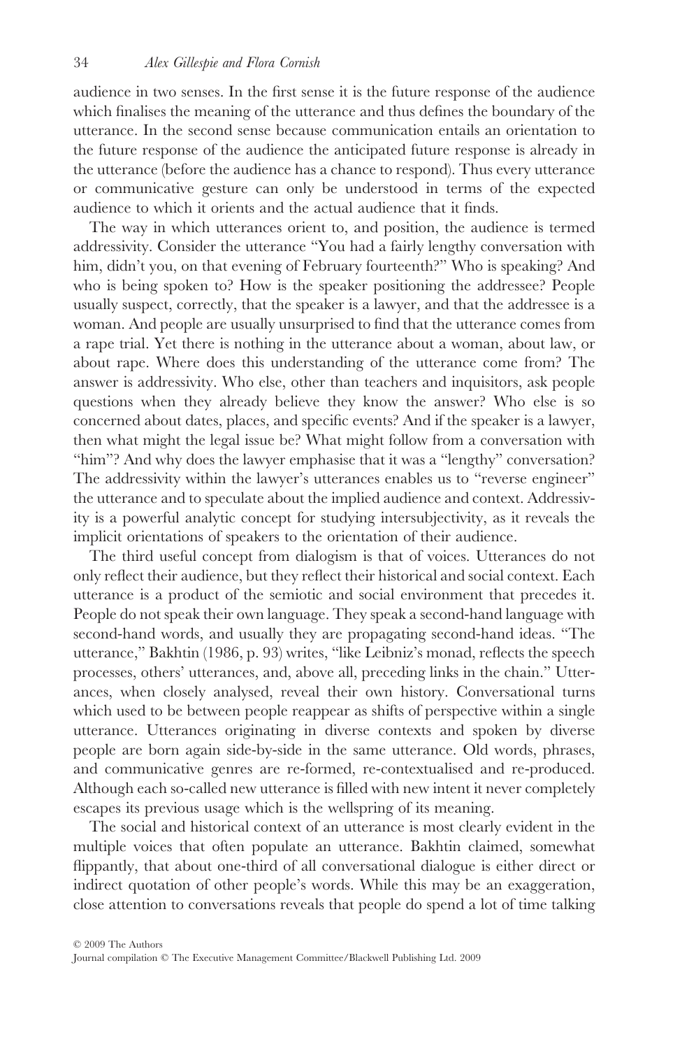audience in two senses. In the first sense it is the future response of the audience which finalises the meaning of the utterance and thus defines the boundary of the utterance. In the second sense because communication entails an orientation to the future response of the audience the anticipated future response is already in the utterance (before the audience has a chance to respond). Thus every utterance or communicative gesture can only be understood in terms of the expected audience to which it orients and the actual audience that it finds.

The way in which utterances orient to, and position, the audience is termed addressivity. Consider the utterance "You had a fairly lengthy conversation with him, didn't you, on that evening of February fourteenth?" Who is speaking? And who is being spoken to? How is the speaker positioning the addressee? People usually suspect, correctly, that the speaker is a lawyer, and that the addressee is a woman. And people are usually unsurprised to find that the utterance comes from a rape trial. Yet there is nothing in the utterance about a woman, about law, or about rape. Where does this understanding of the utterance come from? The answer is addressivity. Who else, other than teachers and inquisitors, ask people questions when they already believe they know the answer? Who else is so concerned about dates, places, and specific events? And if the speaker is a lawyer, then what might the legal issue be? What might follow from a conversation with "him"? And why does the lawyer emphasise that it was a "lengthy" conversation? The addressivity within the lawyer's utterances enables us to "reverse engineer" the utterance and to speculate about the implied audience and context. Addressivity is a powerful analytic concept for studying intersubjectivity, as it reveals the implicit orientations of speakers to the orientation of their audience.

The third useful concept from dialogism is that of voices. Utterances do not only reflect their audience, but they reflect their historical and social context. Each utterance is a product of the semiotic and social environment that precedes it. People do not speak their own language. They speak a second-hand language with second-hand words, and usually they are propagating second-hand ideas. "The utterance," Bakhtin (1986, p. 93) writes, "like Leibniz's monad, reflects the speech processes, others' utterances, and, above all, preceding links in the chain." Utterances, when closely analysed, reveal their own history. Conversational turns which used to be between people reappear as shifts of perspective within a single utterance. Utterances originating in diverse contexts and spoken by diverse people are born again side-by-side in the same utterance. Old words, phrases, and communicative genres are re-formed, re-contextualised and re-produced. Although each so-called new utterance is filled with new intent it never completely escapes its previous usage which is the wellspring of its meaning.

The social and historical context of an utterance is most clearly evident in the multiple voices that often populate an utterance. Bakhtin claimed, somewhat flippantly, that about one-third of all conversational dialogue is either direct or indirect quotation of other people's words. While this may be an exaggeration, close attention to conversations reveals that people do spend a lot of time talking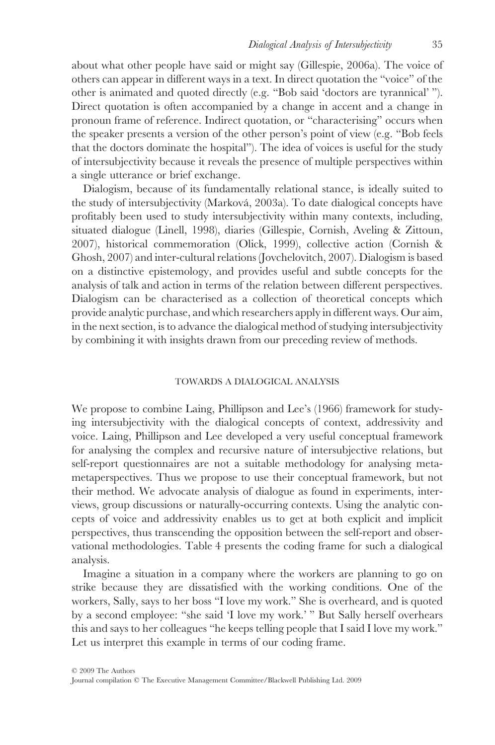about what other people have said or might say (Gillespie, 2006a). The voice of others can appear in different ways in a text. In direct quotation the "voice" of the other is animated and quoted directly (e.g. "Bob said 'doctors are tyrannical' "). Direct quotation is often accompanied by a change in accent and a change in pronoun frame of reference. Indirect quotation, or "characterising" occurs when the speaker presents a version of the other person's point of view (e.g. "Bob feels that the doctors dominate the hospital"). The idea of voices is useful for the study of intersubjectivity because it reveals the presence of multiple perspectives within a single utterance or brief exchange.

Dialogism, because of its fundamentally relational stance, is ideally suited to the study of intersubjectivity (Marková, 2003a). To date dialogical concepts have profitably been used to study intersubjectivity within many contexts, including, situated dialogue (Linell, 1998), diaries (Gillespie, Cornish, Aveling & Zittoun, 2007), historical commemoration (Olick, 1999), collective action (Cornish & Ghosh, 2007) and inter-cultural relations (Jovchelovitch, 2007). Dialogism is based on a distinctive epistemology, and provides useful and subtle concepts for the analysis of talk and action in terms of the relation between different perspectives. Dialogism can be characterised as a collection of theoretical concepts which provide analytic purchase, and which researchers apply in different ways. Our aim, in the next section, is to advance the dialogical method of studying intersubjectivity by combining it with insights drawn from our preceding review of methods.

## TOWARDS A DIALOGICAL ANALYSIS

We propose to combine Laing, Phillipson and Lee's (1966) framework for studying intersubjectivity with the dialogical concepts of context, addressivity and voice. Laing, Phillipson and Lee developed a very useful conceptual framework for analysing the complex and recursive nature of intersubjective relations, but self-report questionnaires are not a suitable methodology for analysing meta-metaperspectives. Thus we propose to use their conceptual framework, but not their method. We advocate analysis of dialogue as found in experiments, interviews, group discussions or naturally-occurring contexts. Using the analytic concepts of voice and addressivity enables us to get at both explicit and implicit perspectives, thus transcending the opposition between the self-report and observational methodologies. Table 4 presents the coding frame for such a dialogical analysis.

Imagine a situation in a company where the workers are planning to go on strike because they are dissatisfied with the working conditions. One of the workers, Sally, says to her boss "I love my work." She is overheard, and is quoted by a second employee: "she said 'I love my work.' " But Sally herself overhears this and says to her colleagues "he keeps telling people that I said I love my work." Let us interpret this example in terms of our coding frame.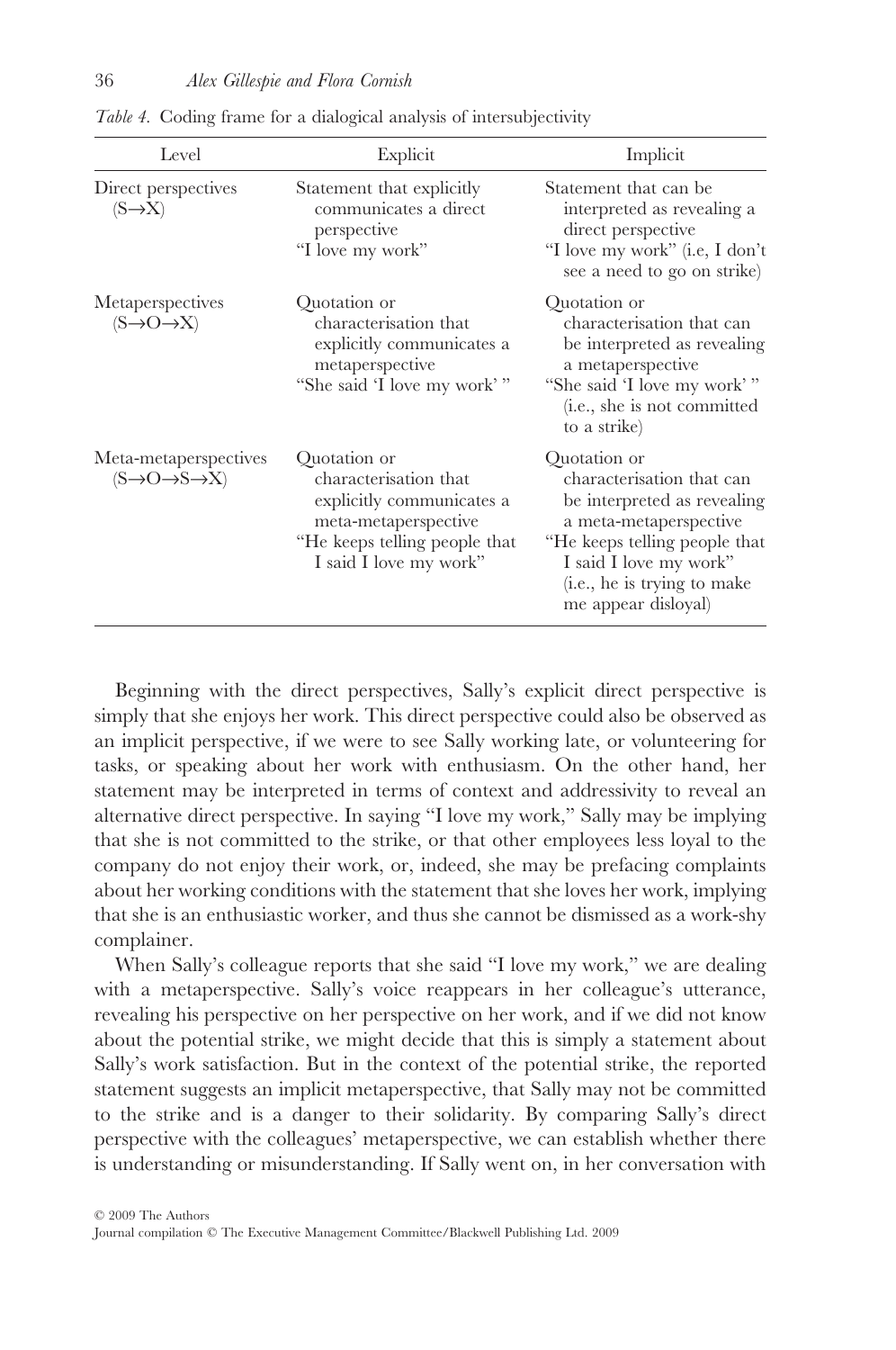*Table 4.* Coding frame for a dialogical analysis of intersubjectivity

| Level | Explicit | Implicit |
|---|---|---|
| Direct perspectives ($S \rightarrow X$) | Statement that explicitly communicates a direct perspective "I love my work" | Statement that can be interpreted as revealing a direct perspective "I love my work" (i.e, I don't see a need to go on strike) |
| Metaperspectives ($S \rightarrow O \rightarrow X$) | Quotation or characterisation that explicitly communicates a metaperspective "She said 'I love my work' " | Quotation or characterisation that can be interpreted as revealing a metaperspective "She said 'I love my work' " (i.e., she is not committed to a strike) |
| Meta-metaperspectives ($S \rightarrow O \rightarrow S \rightarrow X$) | Quotation or characterisation that explicitly communicates a meta-metaperspective "He keeps telling people that I said I love my work" | Quotation or characterisation that can be interpreted as revealing a meta-metaperspective "He keeps telling people that I said I love my work" (i.e., he is trying to make me appear disloyal) |

Beginning with the direct perspectives, Sally's explicit direct perspective is simply that she enjoys her work. This direct perspective could also be observed as an implicit perspective, if we were to see Sally working late, or volunteering for tasks, or speaking about her work with enthusiasm. On the other hand, her statement may be interpreted in terms of context and addressivity to reveal an alternative direct perspective. In saying "I love my work," Sally may be implying that she is not committed to the strike, or that other employees less loyal to the company do not enjoy their work, or, indeed, she may be prefacing complaints about her working conditions with the statement that she loves her work, implying that she is an enthusiastic worker, and thus she cannot be dismissed as a work-shy complainer.

When Sally's colleague reports that she said "I love my work," we are dealing with a metaperspective. Sally's voice reappears in her colleague's utterance, revealing his perspective on her perspective on her work, and if we did not know about the potential strike, we might decide that this is simply a statement about Sally's work satisfaction. But in the context of the potential strike, the reported statement suggests an implicit metaperspective, that Sally may not be committed to the strike and is a danger to their solidarity. By comparing Sally's direct perspective with the colleagues' metaperspective, we can establish whether there is understanding or misunderstanding. If Sally went on, in her conversation with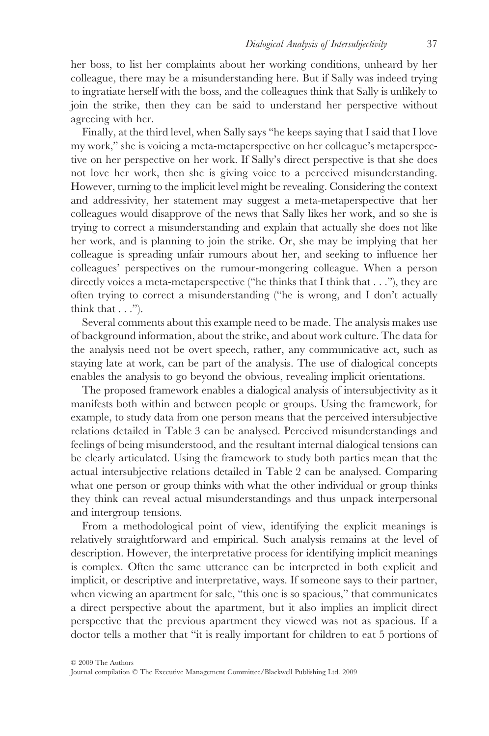her boss, to list her complaints about her working conditions, unheard by her colleague, there may be a misunderstanding here. But if Sally was indeed trying to ingratiate herself with the boss, and the colleagues think that Sally is unlikely to join the strike, then they can be said to understand her perspective without agreeing with her.

Finally, at the third level, when Sally says "he keeps saying that I said that I love my work," she is voicing a meta-metaperspective on her colleague's metaperspective on her perspective on her work. If Sally's direct perspective is that she does not love her work, then she is giving voice to a perceived misunderstanding. However, turning to the implicit level might be revealing. Considering the context and addressivity, her statement may suggest a meta-metaperspective that her colleagues would disapprove of the news that Sally likes her work, and so she is trying to correct a misunderstanding and explain that actually she does not like her work, and is planning to join the strike. Or, she may be implying that her colleague is spreading unfair rumours about her, and seeking to influence her colleagues' perspectives on the rumour-mongering colleague. When a person directly voices a meta-metaperspective ("he thinks that I think that . . ."), they are often trying to correct a misunderstanding ("he is wrong, and I don't actually think that . . .").

Several comments about this example need to be made. The analysis makes use of background information, about the strike, and about work culture. The data for the analysis need not be overt speech, rather, any communicative act, such as staying late at work, can be part of the analysis. The use of dialogical concepts enables the analysis to go beyond the obvious, revealing implicit orientations.

The proposed framework enables a dialogical analysis of intersubjectivity as it manifests both within and between people or groups. Using the framework, for example, to study data from one person means that the perceived intersubjective relations detailed in Table 3 can be analysed. Perceived misunderstandings and feelings of being misunderstood, and the resultant internal dialogical tensions can be clearly articulated. Using the framework to study both parties mean that the actual intersubjective relations detailed in Table 2 can be analysed. Comparing what one person or group thinks with what the other individual or group thinks they think can reveal actual misunderstandings and thus unpack interpersonal and intergroup tensions.

From a methodological point of view, identifying the explicit meanings is relatively straightforward and empirical. Such analysis remains at the level of description. However, the interpretative process for identifying implicit meanings is complex. Often the same utterance can be interpreted in both explicit and implicit, or descriptive and interpretative, ways. If someone says to their partner, when viewing an apartment for sale, "this one is so spacious," that communicates a direct perspective about the apartment, but it also implies an implicit direct perspective that the previous apartment they viewed was not as spacious. If a doctor tells a mother that "it is really important for children to eat 5 portions of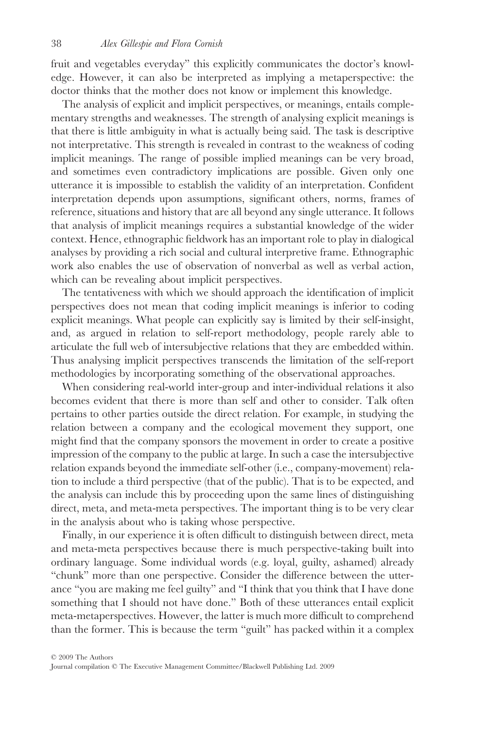fruit and vegetables everyday" this explicitly communicates the doctor's knowledge. However, it can also be interpreted as implying a metaperspective: the doctor thinks that the mother does not know or implement this knowledge.

The analysis of explicit and implicit perspectives, or meanings, entails complementary strengths and weaknesses. The strength of analysing explicit meanings is that there is little ambiguity in what is actually being said. The task is descriptive not interpretative. This strength is revealed in contrast to the weakness of coding implicit meanings. The range of possible implied meanings can be very broad, and sometimes even contradictory implications are possible. Given only one utterance it is impossible to establish the validity of an interpretation. Confident interpretation depends upon assumptions, significant others, norms, frames of reference, situations and history that are all beyond any single utterance. It follows that analysis of implicit meanings requires a substantial knowledge of the wider context. Hence, ethnographic fieldwork has an important role to play in dialogical analyses by providing a rich social and cultural interpretive frame. Ethnographic work also enables the use of observation of nonverbal as well as verbal action, which can be revealing about implicit perspectives.

The tentativeness with which we should approach the identification of implicit perspectives does not mean that coding implicit meanings is inferior to coding explicit meanings. What people can explicitly say is limited by their self-insight, and, as argued in relation to self-report methodology, people rarely able to articulate the full web of intersubjective relations that they are embedded within. Thus analysing implicit perspectives transcends the limitation of the self-report methodologies by incorporating something of the observational approaches.

When considering real-world inter-group and inter-individual relations it also becomes evident that there is more than self and other to consider. Talk often pertains to other parties outside the direct relation. For example, in studying the relation between a company and the ecological movement they support, one might find that the company sponsors the movement in order to create a positive impression of the company to the public at large. In such a case the intersubjective relation expands beyond the immediate self-other (i.e., company-movement) relation to include a third perspective (that of the public). That is to be expected, and the analysis can include this by proceeding upon the same lines of distinguishing direct, meta, and meta-meta perspectives. The important thing is to be very clear in the analysis about who is taking whose perspective.

Finally, in our experience it is often difficult to distinguish between direct, meta and meta-meta perspectives because there is much perspective-taking built into ordinary language. Some individual words (e.g. loyal, guilty, ashamed) already "chunk" more than one perspective. Consider the difference between the utterance "you are making me feel guilty" and "I think that you think that I have done something that I should not have done." Both of these utterances entail explicit meta-metaperspectives. However, the latter is much more difficult to comprehend than the former. This is because the term "guilt" has packed within it a complex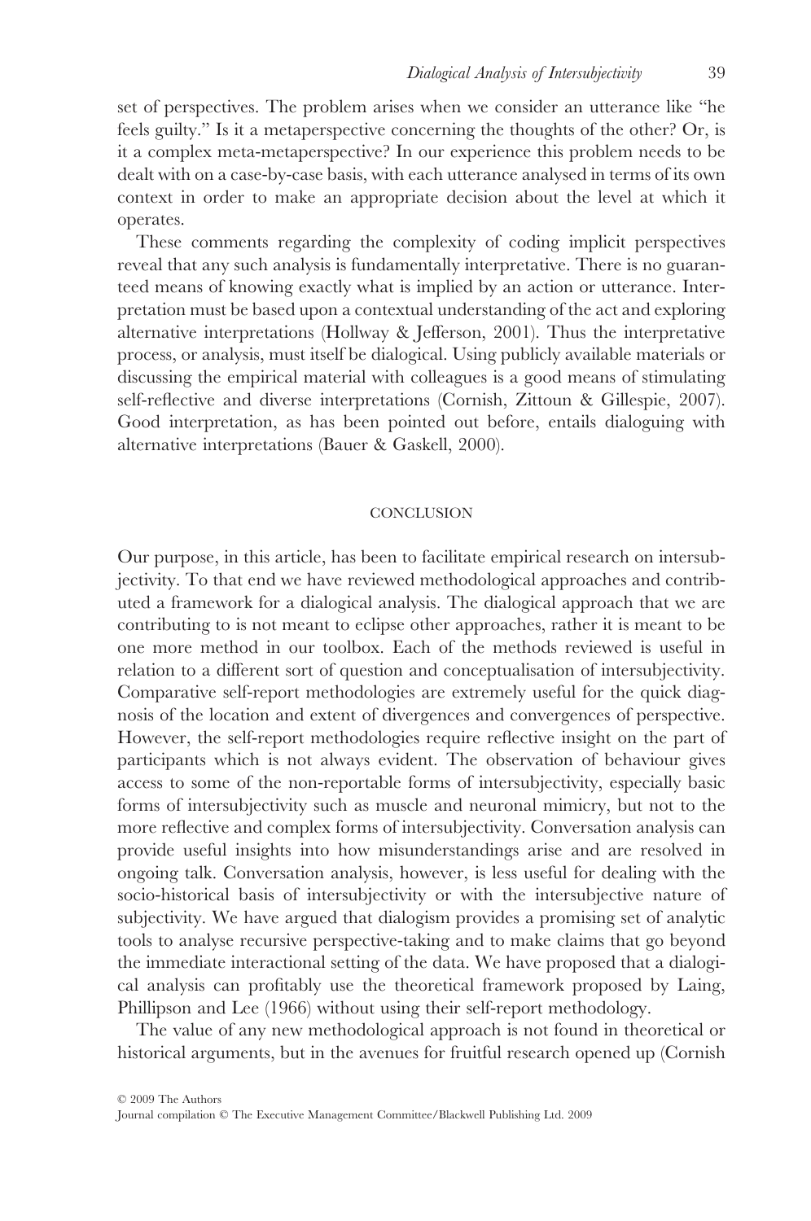set of perspectives. The problem arises when we consider an utterance like "he feels guilty." Is it a metaperspective concerning the thoughts of the other? Or, is it a complex meta-metaperspective? In our experience this problem needs to be dealt with on a case-by-case basis, with each utterance analysed in terms of its own context in order to make an appropriate decision about the level at which it operates.

These comments regarding the complexity of coding implicit perspectives reveal that any such analysis is fundamentally interpretative. There is no guaranteed means of knowing exactly what is implied by an action or utterance. Interpretation must be based upon a contextual understanding of the act and exploring alternative interpretations (Hollway & Jefferson, 2001). Thus the interpretative process, or analysis, must itself be dialogical. Using publicly available materials or discussing the empirical material with colleagues is a good means of stimulating self-reflective and diverse interpretations (Cornish, Zittoun & Gillespie, 2007). Good interpretation, as has been pointed out before, entails dialoguing with alternative interpretations (Bauer & Gaskell, 2000).

## CONCLUSION

Our purpose, in this article, has been to facilitate empirical research on intersubjectivity. To that end we have reviewed methodological approaches and contributed a framework for a dialogical analysis. The dialogical approach that we are contributing to is not meant to eclipse other approaches, rather it is meant to be one more method in our toolbox. Each of the methods reviewed is useful in relation to a different sort of question and conceptualisation of intersubjectivity. Comparative self-report methodologies are extremely useful for the quick diagnosis of the location and extent of divergences and convergences of perspective. However, the self-report methodologies require reflective insight on the part of participants which is not always evident. The observation of behaviour gives access to some of the non-reportable forms of intersubjectivity, especially basic forms of intersubjectivity such as muscle and neuronal mimicry, but not to the more reflective and complex forms of intersubjectivity. Conversation analysis can provide useful insights into how misunderstandings arise and are resolved in ongoing talk. Conversation analysis, however, is less useful for dealing with the socio-historical basis of intersubjectivity or with the intersubjective nature of subjectivity. We have argued that dialogism provides a promising set of analytic tools to analyse recursive perspective-taking and to make claims that go beyond the immediate interactional setting of the data. We have proposed that a dialogical analysis can profitably use the theoretical framework proposed by Laing, Phillipson and Lee (1966) without using their self-report methodology.

The value of any new methodological approach is not found in theoretical or historical arguments, but in the avenues for fruitful research opened up (Cornish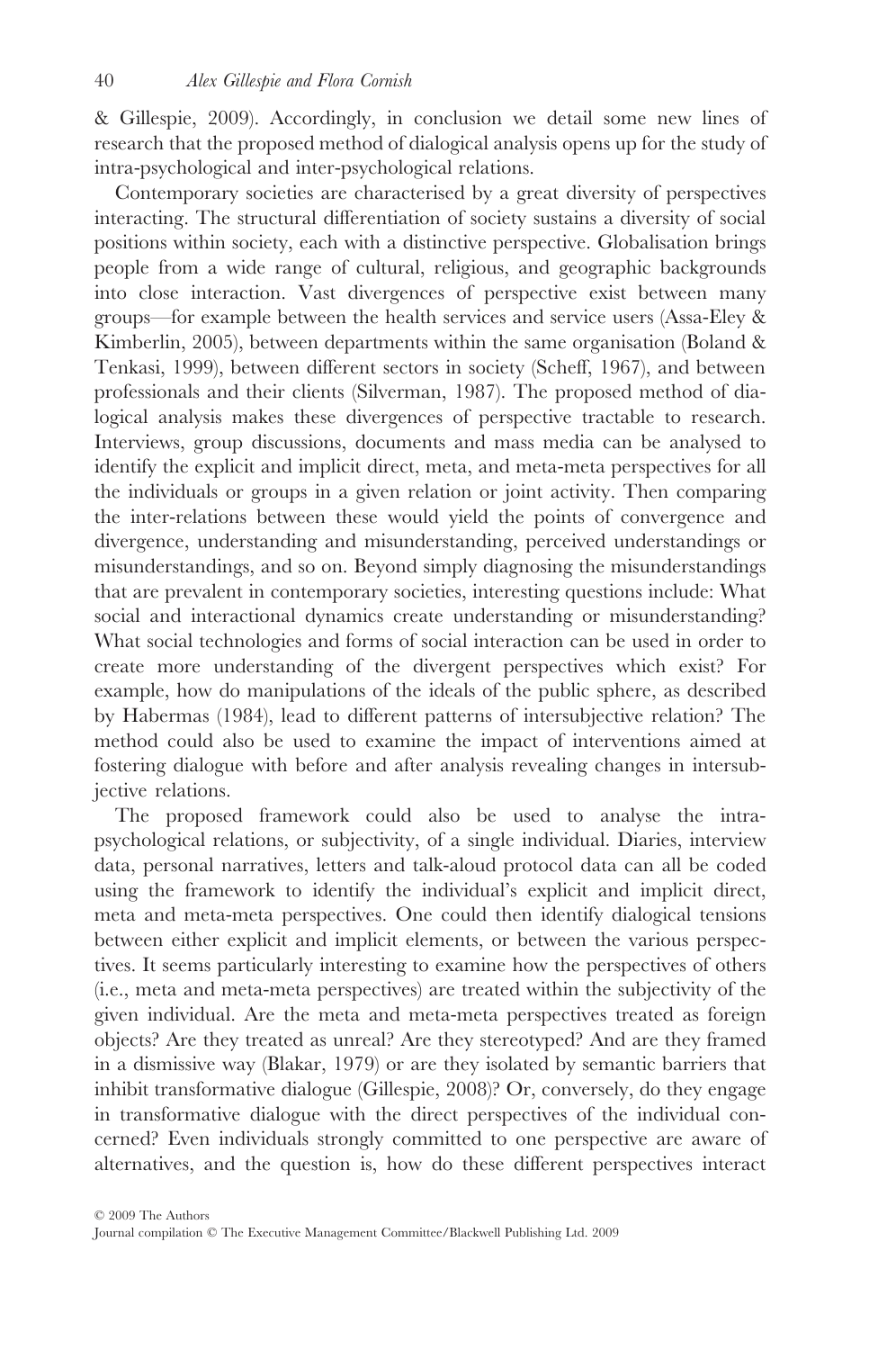& Gillespie, 2009). Accordingly, in conclusion we detail some new lines of research that the proposed method of dialogical analysis opens up for the study of intra-psychological and inter-psychological relations.

Contemporary societies are characterised by a great diversity of perspectives interacting. The structural differentiation of society sustains a diversity of social positions within society, each with a distinctive perspective. Globalisation brings people from a wide range of cultural, religious, and geographic backgrounds into close interaction. Vast divergences of perspective exist between many groups—for example between the health services and service users (Assa-Eley & Kimberlin, 2005), between departments within the same organisation (Boland & Tenkasi, 1999), between different sectors in society (Scheff, 1967), and between professionals and their clients (Silverman, 1987). The proposed method of dialogical analysis makes these divergences of perspective tractable to research. Interviews, group discussions, documents and mass media can be analysed to identify the explicit and implicit direct, meta, and meta-meta perspectives for all the individuals or groups in a given relation or joint activity. Then comparing the inter-relations between these would yield the points of convergence and divergence, understanding and misunderstanding, perceived understandings or misunderstandings, and so on. Beyond simply diagnosing the misunderstandings that are prevalent in contemporary societies, interesting questions include: What social and interactional dynamics create understanding or misunderstanding? What social technologies and forms of social interaction can be used in order to create more understanding of the divergent perspectives which exist? For example, how do manipulations of the ideals of the public sphere, as described by Habermas (1984), lead to different patterns of intersubjective relation? The method could also be used to examine the impact of interventions aimed at fostering dialogue with before and after analysis revealing changes in intersubjective relations.

The proposed framework could also be used to analyse the intra-psychological relations, or subjectivity, of a single individual. Diaries, interview data, personal narratives, letters and talk-aloud protocol data can all be coded using the framework to identify the individual's explicit and implicit direct, meta and meta-meta perspectives. One could then identify dialogical tensions between either explicit and implicit elements, or between the various perspectives. It seems particularly interesting to examine how the perspectives of others (i.e., meta and meta-meta perspectives) are treated within the subjectivity of the given individual. Are the meta and meta-meta perspectives treated as foreign objects? Are they treated as unreal? Are they stereotyped? And are they framed in a dismissive way (Blakar, 1979) or are they isolated by semantic barriers that inhibit transformative dialogue (Gillespie, 2008)? Or, conversely, do they engage in transformative dialogue with the direct perspectives of the individual concerned? Even individuals strongly committed to one perspective are aware of alternatives, and the question is, how do these different perspectives interact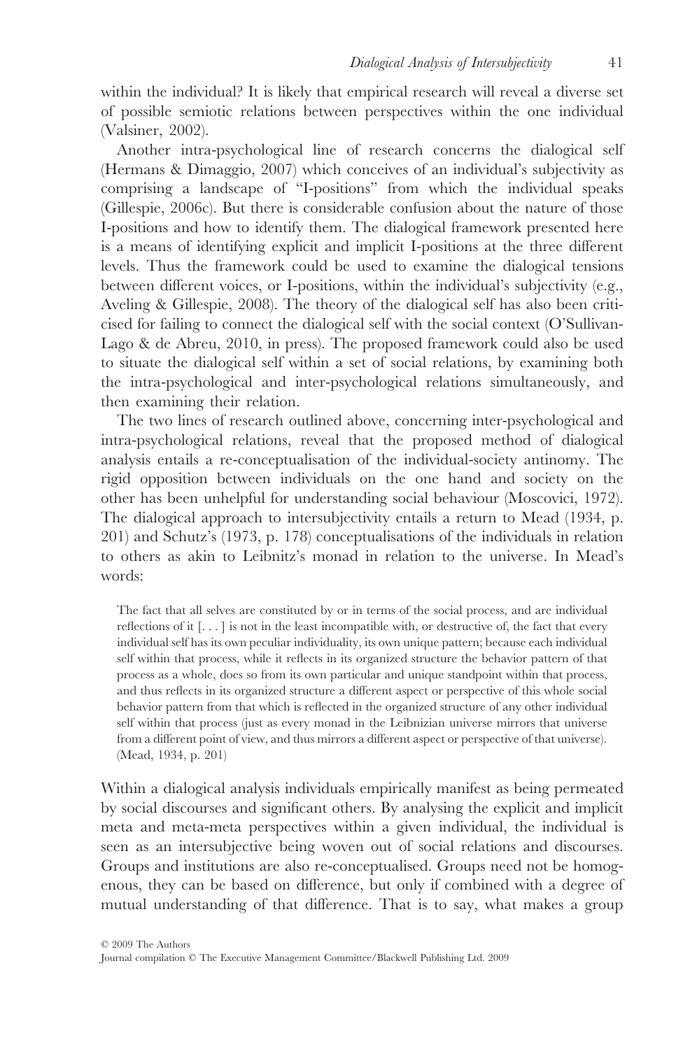within the individual? It is likely that empirical research will reveal a diverse set of possible semiotic relations between perspectives within the one individual (Valsiner, 2002).

Another intra-psychological line of research concerns the dialogical self (Hermans & Dimaggio, 2007) which conceives of an individual's subjectivity as comprising a landscape of "I-positions" from which the individual speaks (Gillespie, 2006c). But there is considerable confusion about the nature of those I-positions and how to identify them. The dialogical framework presented here is a means of identifying explicit and implicit I-positions at the three different levels. Thus the framework could be used to examine the dialogical tensions between different voices, or I-positions, within the individual's subjectivity (e.g., Aveling & Gillespie, 2008). The theory of the dialogical self has also been criticised for failing to connect the dialogical self with the social context (O'Sullivan-Lago & de Abreu, 2010, in press). The proposed framework could also be used to situate the dialogical self within a set of social relations, by examining both the intra-psychological and inter-psychological relations simultaneously, and then examining their relation.

The two lines of research outlined above, concerning inter-psychological and intra-psychological relations, reveal that the proposed method of dialogical analysis entails a re-conceptualisation of the individual-society antinomy. The rigid opposition between individuals on the one hand and society on the other has been unhelpful for understanding social behaviour (Moscovici, 1972). The dialogical approach to intersubjectivity entails a return to Mead (1934, p. 201) and Schutz's (1973, p. 178) conceptualisations of the individuals in relation to others as akin to Leibnitz's monad in relation to the universe. In Mead's words:

> The fact that all selves are constituted by or in terms of the social process, and are individual reflections of it [. . . ] is not in the least incompatible with, or destructive of, the fact that every individual self has its own peculiar individuality, its own unique pattern; because each individual self within that process, while it reflects in its organized structure the behavior pattern of that process as a whole, does so from its own particular and unique standpoint within that process, and thus reflects in its organized structure a different aspect or perspective of this whole social behavior pattern from that which is reflected in the organized structure of any other individual self within that process (just as every monad in the Leibnizian universe mirrors that universe from a different point of view, and thus mirrors a different aspect or perspective of that universe). (Mead, 1934, p. 201)

Within a dialogical analysis individuals empirically manifest as being permeated by social discourses and significant others. By analysing the explicit and implicit meta and meta-meta perspectives within a given individual, the individual is seen as an intersubjective being woven out of social relations and discourses. Groups and institutions are also re-conceptualised. Groups need not be homogenous, they can be based on difference, but only if combined with a degree of mutual understanding of that difference. That is to say, what makes a group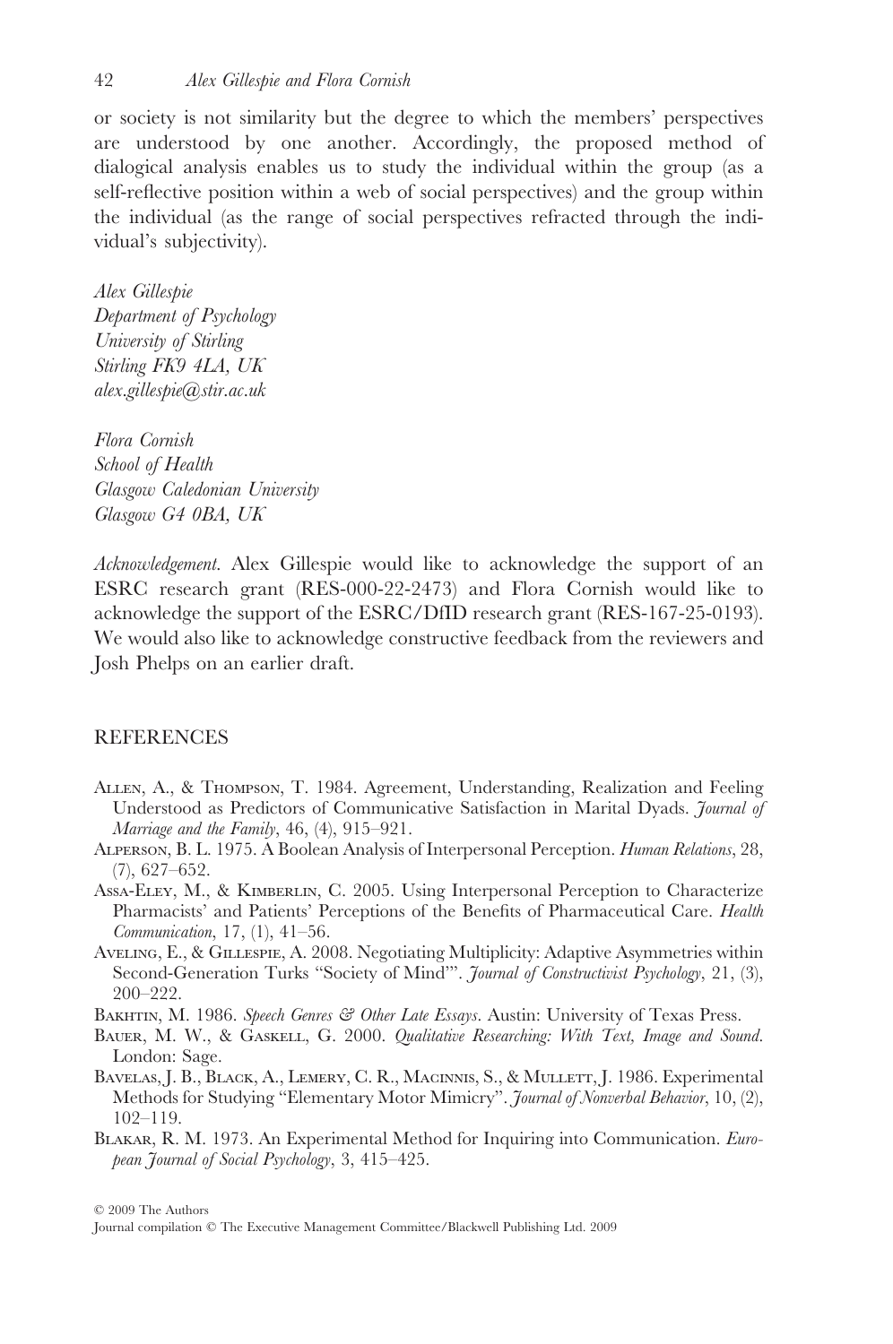or society is not similarity but the degree to which the members' perspectives are understood by one another. Accordingly, the proposed method of dialogical analysis enables us to study the individual within the group (as a self-reflective position within a web of social perspectives) and the group within the individual (as the range of social perspectives refracted through the individual's subjectivity).

*Alex Gillespie*
*Department of Psychology*
*University of Stirling*
*Stirling FK9 4LA, UK*
*alex.gillespie@stir.ac.uk*

*Flora Cornish*
*School of Health*
*Glasgow Caledonian University*
*Glasgow G4 0BA, UK*

*Acknowledgement.* Alex Gillespie would like to acknowledge the support of an ESRC research grant (RES-000-22-2473) and Flora Cornish would like to acknowledge the support of the ESRC/DfID research grant (RES-167-25-0193). We would also like to acknowledge constructive feedback from the reviewers and Josh Phelps on an earlier draft.

## REFERENCES

Allen, A., & Thompson, T. 1984. Agreement, Understanding, Realization and Feeling Understood as Predictors of Communicative Satisfaction in Marital Dyads. *Journal of Marriage and the Family*, 46, (4), 915–921.

Alperson, B. L. 1975. A Boolean Analysis of Interpersonal Perception. *Human Relations*, 28, (7), 627–652.

Assa-Eley, M., & Kimberlin, C. 2005. Using Interpersonal Perception to Characterize Pharmacists' and Patients' Perceptions of the Benefits of Pharmaceutical Care. *Health Communication*, 17, (1), 41–56.

Aveling, E., & Gillespie, A. 2008. Negotiating Multiplicity: Adaptive Asymmetries within Second-Generation Turks "Society of Mind"'. *Journal of Constructivist Psychology*, 21, (3), 200–222.

Bakhtin, M. 1986. *Speech Genres & Other Late Essays*. Austin: University of Texas Press.

Bauer, M. W., & Gaskell, G. 2000. *Qualitative Researching: With Text, Image and Sound*. London: Sage.

Bavelas, J. B., Black, A., Lemery, C. R., Macinnis, S., & Mullett, J. 1986. Experimental Methods for Studying "Elementary Motor Mimicry". *Journal of Nonverbal Behavior*, 10, (2), 102–119.

Blakar, R. M. 1973. An Experimental Method for Inquiring into Communication. *European Journal of Social Psychology*, 3, 415–425.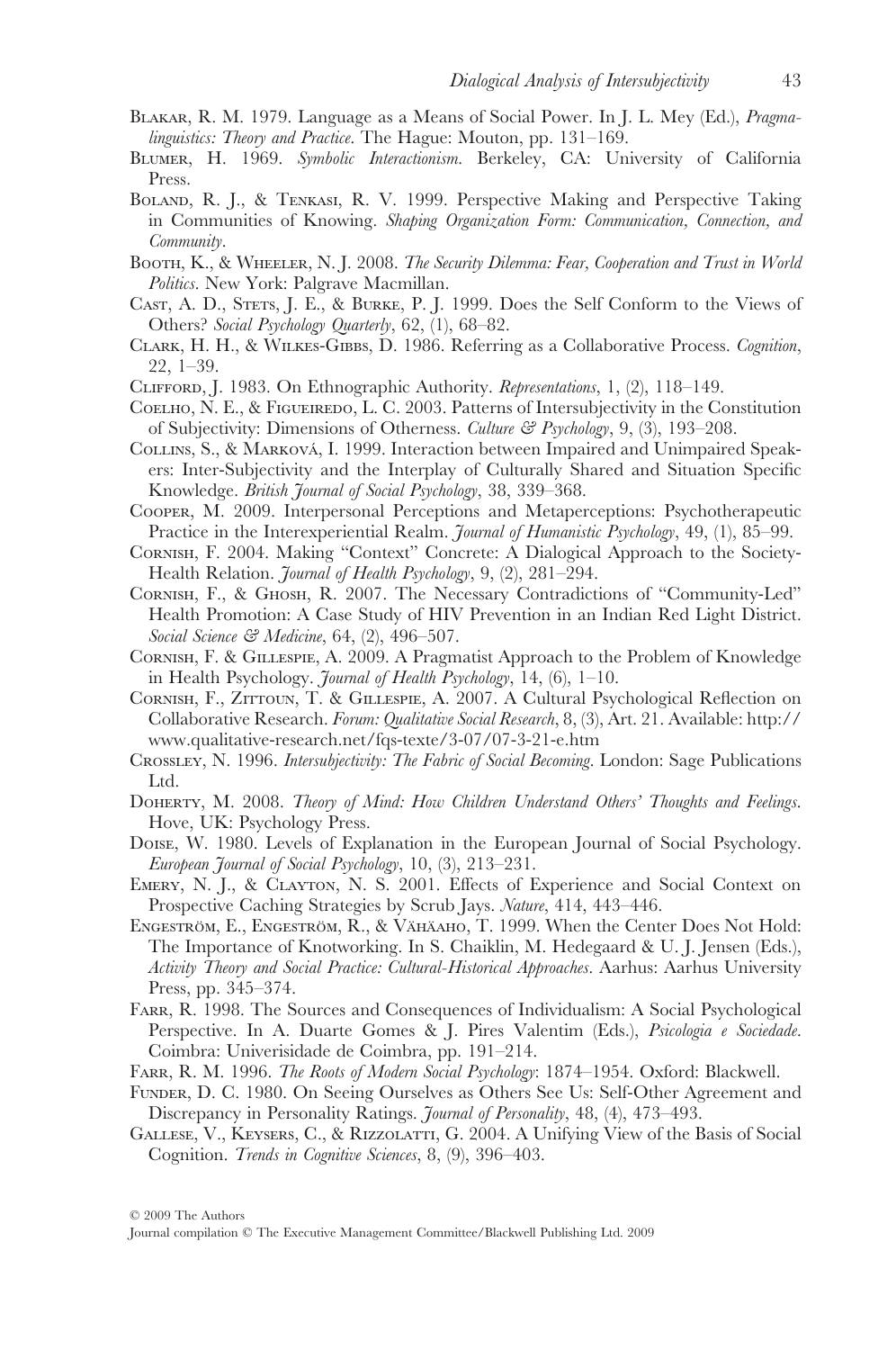Blakar, R. M. 1979. Language as a Means of Social Power. In J. L. Mey (Ed.), *Pragmalinguistics: Theory and Practice*. The Hague: Mouton, pp. 131–169.

Blumer, H. 1969. *Symbolic Interactionism*. Berkeley, CA: University of California Press.

Boland, R. J., & Tenkasi, R. V. 1999. Perspective Making and Perspective Taking in Communities of Knowing. *Shaping Organization Form: Communication, Connection, and Community*.

Booth, K., & Wheeler, N. J. 2008. *The Security Dilemma: Fear, Cooperation and Trust in World Politics*. New York: Palgrave Macmillan.

Cast, A. D., Stets, J. E., & Burke, P. J. 1999. Does the Self Conform to the Views of Others? *Social Psychology Quarterly*, 62, (1), 68–82.

Clark, H. H., & Wilkes-Gibbs, D. 1986. Referring as a Collaborative Process. *Cognition*, 22, 1–39.

Clifford, J. 1983. On Ethnographic Authority. *Representations*, 1, (2), 118–149.

Coelho, N. E., & Figueiredo, L. C. 2003. Patterns of Intersubjectivity in the Constitution of Subjectivity: Dimensions of Otherness. *Culture & Psychology*, 9, (3), 193–208.

Collins, S., & Marková, I. 1999. Interaction between Impaired and Unimpaired Speakers: Inter-Subjectivity and the Interplay of Culturally Shared and Situation Specific Knowledge. *British Journal of Social Psychology*, 38, 339–368.

Cooper, M. 2009. Interpersonal Perceptions and Metaperceptions: Psychotherapeutic Practice in the Interexperiential Realm. *Journal of Humanistic Psychology*, 49, (1), 85–99.

Cornish, F. 2004. Making "Context" Concrete: A Dialogical Approach to the Society-Health Relation. *Journal of Health Psychology*, 9, (2), 281–294.

Cornish, F., & Ghosh, R. 2007. The Necessary Contradictions of "Community-Led" Health Promotion: A Case Study of HIV Prevention in an Indian Red Light District. *Social Science & Medicine*, 64, (2), 496–507.

Cornish, F. & Gillespie, A. 2009. A Pragmatist Approach to the Problem of Knowledge in Health Psychology. *Journal of Health Psychology*, 14, (6), 1–10.

Cornish, F., Zittoun, T. & Gillespie, A. 2007. A Cultural Psychological Reflection on Collaborative Research. *Forum: Qualitative Social Research*, 8, (3), Art. 21. Available: http://www.qualitative-research.net/fqs-texte/3-07/07-3-21-e.htm

Crossley, N. 1996. *Intersubjectivity: The Fabric of Social Becoming*. London: Sage Publications Ltd.

Doherty, M. 2008. *Theory of Mind: How Children Understand Others' Thoughts and Feelings*. Hove, UK: Psychology Press.

Doise, W. 1980. Levels of Explanation in the European Journal of Social Psychology. *European Journal of Social Psychology*, 10, (3), 213–231.

Emery, N. J., & Clayton, N. S. 2001. Effects of Experience and Social Context on Prospective Caching Strategies by Scrub Jays. *Nature*, 414, 443–446.

Engeström, E., Engeström, R., & Vähäaho, T. 1999. When the Center Does Not Hold: The Importance of Knotworking. In S. Chaiklin, M. Hedegaard & U. J. Jensen (Eds.), *Activity Theory and Social Practice: Cultural-Historical Approaches*. Aarhus: Aarhus University Press, pp. 345–374.

Farr, R. 1998. The Sources and Consequences of Individualism: A Social Psychological Perspective. In A. Duarte Gomes & J. Pires Valentim (Eds.), *Psicologia e Sociedade*. Coimbra: Univerisidade de Coimbra, pp. 191–214.

Farr, R. M. 1996. *The Roots of Modern Social Psychology*: 1874–1954. Oxford: Blackwell.

Funder, D. C. 1980. On Seeing Ourselves as Others See Us: Self-Other Agreement and Discrepancy in Personality Ratings. *Journal of Personality*, 48, (4), 473–493.

Gallese, V., Keysers, C., & Rizzolatti, G. 2004. A Unifying View of the Basis of Social Cognition. *Trends in Cognitive Sciences*, 8, (9), 396–403.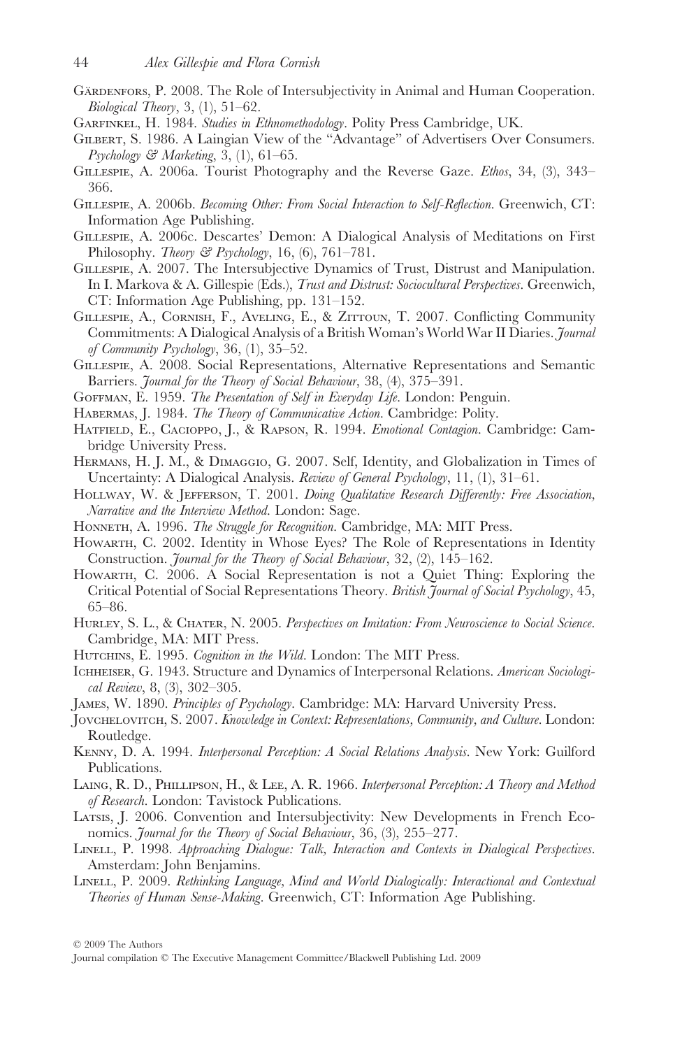Gärdenfors, P. 2008. The Role of Intersubjectivity in Animal and Human Cooperation. *Biological Theory*, 3, (1), 51–62.

Garfinkel, H. 1984. *Studies in Ethnomethodology*. Polity Press Cambridge, UK.

Gilbert, S. 1986. A Laingian View of the "Advantage" of Advertisers Over Consumers. *Psychology & Marketing*, 3, (1), 61–65.

Gillespie, A. 2006a. Tourist Photography and the Reverse Gaze. *Ethos*, 34, (3), 343–366.

Gillespie, A. 2006b. *Becoming Other: From Social Interaction to Self-Reflection*. Greenwich, CT: Information Age Publishing.

Gillespie, A. 2006c. Descartes' Demon: A Dialogical Analysis of Meditations on First Philosophy. *Theory & Psychology*, 16, (6), 761–781.

Gillespie, A. 2007. The Intersubjective Dynamics of Trust, Distrust and Manipulation. In I. Markova & A. Gillespie (Eds.), *Trust and Distrust: Sociocultural Perspectives*. Greenwich, CT: Information Age Publishing, pp. 131–152.

Gillespie, A., Cornish, F., Aveling, E., & Zittoun, T. 2007. Conflicting Community Commitments: A Dialogical Analysis of a British Woman's World War II Diaries. *Journal of Community Psychology*, 36, (1), 35–52.

Gillespie, A. 2008. Social Representations, Alternative Representations and Semantic Barriers. *Journal for the Theory of Social Behaviour*, 38, (4), 375–391.

Goffman, E. 1959. *The Presentation of Self in Everyday Life*. London: Penguin.

Habermas, J. 1984. *The Theory of Communicative Action*. Cambridge: Polity.

Hatfield, E., Cacioppo, J., & Rapson, R. 1994. *Emotional Contagion*. Cambridge: Cambridge University Press.

Hermans, H. J. M., & Dimaggio, G. 2007. Self, Identity, and Globalization in Times of Uncertainty: A Dialogical Analysis. *Review of General Psychology*, 11, (1), 31–61.

Hollway, W. & Jefferson, T. 2001. *Doing Qualitative Research Differently: Free Association, Narrative and the Interview Method*. London: Sage.

Honneth, A. 1996. *The Struggle for Recognition*. Cambridge, MA: MIT Press.

Howarth, C. 2002. Identity in Whose Eyes? The Role of Representations in Identity Construction. *Journal for the Theory of Social Behaviour*, 32, (2), 145–162.

Howarth, C. 2006. A Social Representation is not a Quiet Thing: Exploring the Critical Potential of Social Representations Theory. *British Journal of Social Psychology*, 45, 65–86.

Hurley, S. L., & Chater, N. 2005. *Perspectives on Imitation: From Neuroscience to Social Science*. Cambridge, MA: MIT Press.

Hutchins, E. 1995. *Cognition in the Wild*. London: The MIT Press.

Ichheiser, G. 1943. Structure and Dynamics of Interpersonal Relations. *American Sociological Review*, 8, (3), 302–305.

James, W. 1890. *Principles of Psychology*. Cambridge: MA: Harvard University Press.

Jovchelovitch, S. 2007. *Knowledge in Context: Representations, Community, and Culture*. London: Routledge.

Kenny, D. A. 1994. *Interpersonal Perception: A Social Relations Analysis*. New York: Guilford Publications.

Laing, R. D., Phillipson, H., & Lee, A. R. 1966. *Interpersonal Perception: A Theory and Method of Research*. London: Tavistock Publications.

Latsis, J. 2006. Convention and Intersubjectivity: New Developments in French Economics. *Journal for the Theory of Social Behaviour*, 36, (3), 255–277.

Linell, P. 1998. *Approaching Dialogue: Talk, Interaction and Contexts in Dialogical Perspectives*. Amsterdam: John Benjamins.

Linell, P. 2009. *Rethinking Language, Mind and World Dialogically: Interactional and Contextual Theories of Human Sense-Making*. Greenwich, CT: Information Age Publishing.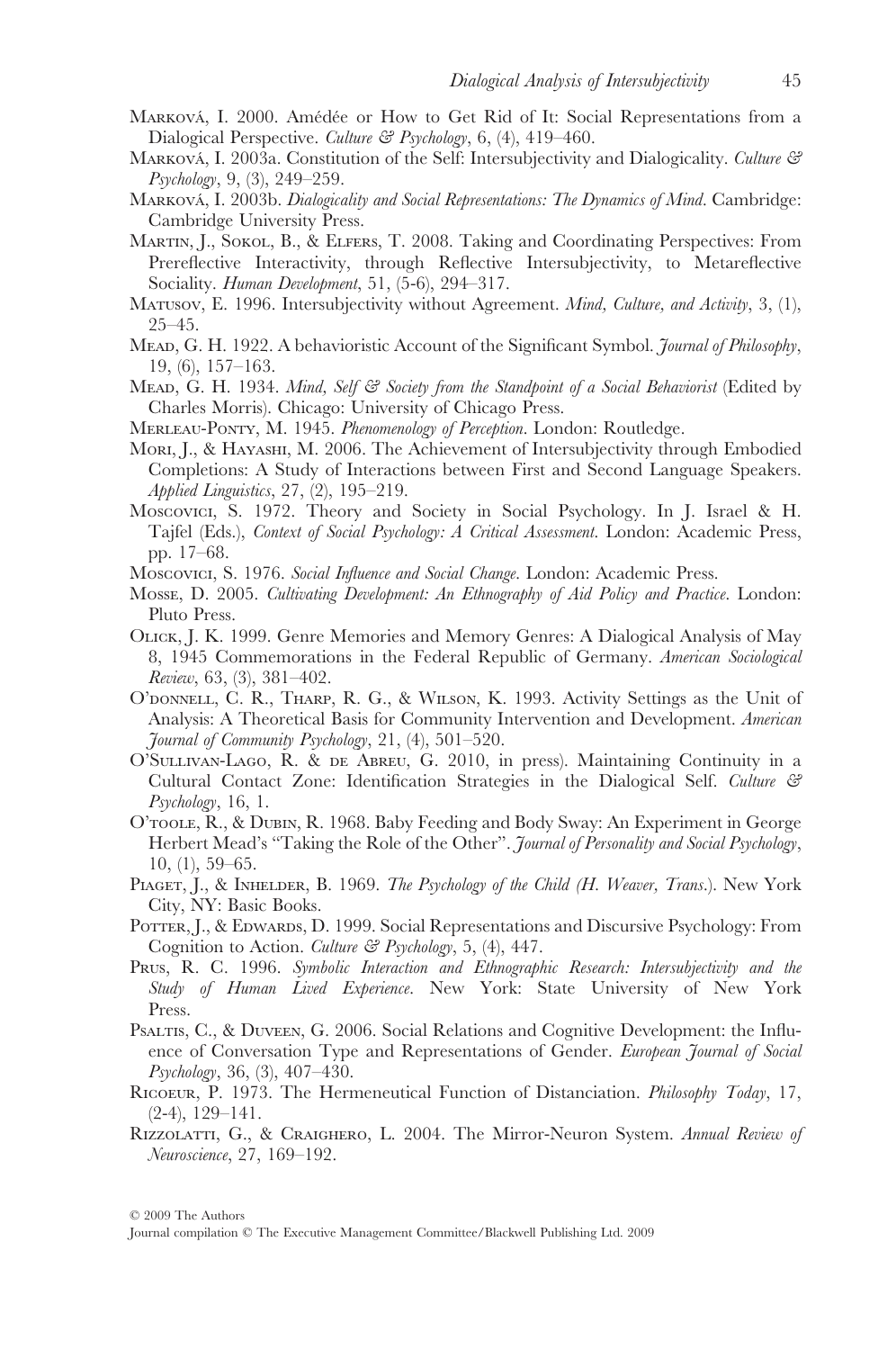Marková, I. 2000. Amédée or How to Get Rid of It: Social Representations from a Dialogical Perspective. *Culture & Psychology*, 6, (4), 419–460.

Marková, I. 2003a. Constitution of the Self: Intersubjectivity and Dialogicality. *Culture & Psychology*, 9, (3), 249–259.

Marková, I. 2003b. *Dialogicality and Social Representations: The Dynamics of Mind*. Cambridge: Cambridge University Press.

Martin, J., Sokol, B., & Elfers, T. 2008. Taking and Coordinating Perspectives: From Prereflective Interactivity, through Reflective Intersubjectivity, to Metareflective Sociality. *Human Development*, 51, (5-6), 294–317.

Matusov, E. 1996. Intersubjectivity without Agreement. *Mind, Culture, and Activity*, 3, (1), 25–45.

Mead, G. H. 1922. A behavioristic Account of the Significant Symbol. *Journal of Philosophy*, 19, (6), 157–163.

Mead, G. H. 1934. *Mind, Self & Society from the Standpoint of a Social Behaviorist* (Edited by Charles Morris). Chicago: University of Chicago Press.

Merleau-Ponty, M. 1945. *Phenomenology of Perception*. London: Routledge.

Mori, J., & Hayashi, M. 2006. The Achievement of Intersubjectivity through Embodied Completions: A Study of Interactions between First and Second Language Speakers. *Applied Linguistics*, 27, (2), 195–219.

Moscovici, S. 1972. Theory and Society in Social Psychology. In J. Israel & H. Tajfel (Eds.), *Context of Social Psychology: A Critical Assessment*. London: Academic Press, pp. 17–68.

Moscovici, S. 1976. *Social Influence and Social Change*. London: Academic Press.

Mosse, D. 2005. *Cultivating Development: An Ethnography of Aid Policy and Practice*. London: Pluto Press.

Olick, J. K. 1999. Genre Memories and Memory Genres: A Dialogical Analysis of May 8, 1945 Commemorations in the Federal Republic of Germany. *American Sociological Review*, 63, (3), 381–402.

O'donnell, C. R., Tharp, R. G., & Wilson, K. 1993. Activity Settings as the Unit of Analysis: A Theoretical Basis for Community Intervention and Development. *American Journal of Community Psychology*, 21, (4), 501–520.

O'Sullivan-Lago, R. & de Abreu, G. 2010, in press). Maintaining Continuity in a Cultural Contact Zone: Identification Strategies in the Dialogical Self. *Culture & Psychology*, 16, 1.

O'toole, R., & Dubin, R. 1968. Baby Feeding and Body Sway: An Experiment in George Herbert Mead's "Taking the Role of the Other". *Journal of Personality and Social Psychology*, 10, (1), 59–65.

Piaget, J., & Inhelder, B. 1969. *The Psychology of the Child (H. Weaver, Trans.)*. New York City, NY: Basic Books.

Potter, J., & Edwards, D. 1999. Social Representations and Discursive Psychology: From Cognition to Action. *Culture & Psychology*, 5, (4), 447.

Prus, R. C. 1996. *Symbolic Interaction and Ethnographic Research: Intersubjectivity and the Study of Human Lived Experience*. New York: State University of New York Press.

Psaltis, C., & Duveen, G. 2006. Social Relations and Cognitive Development: the Influence of Conversation Type and Representations of Gender. *European Journal of Social Psychology*, 36, (3), 407–430.

Ricoeur, P. 1973. The Hermeneutical Function of Distanciation. *Philosophy Today*, 17, (2-4), 129–141.

Rizzolatti, G., & Craighero, L. 2004. The Mirror-Neuron System. *Annual Review of Neuroscience*, 27, 169–192.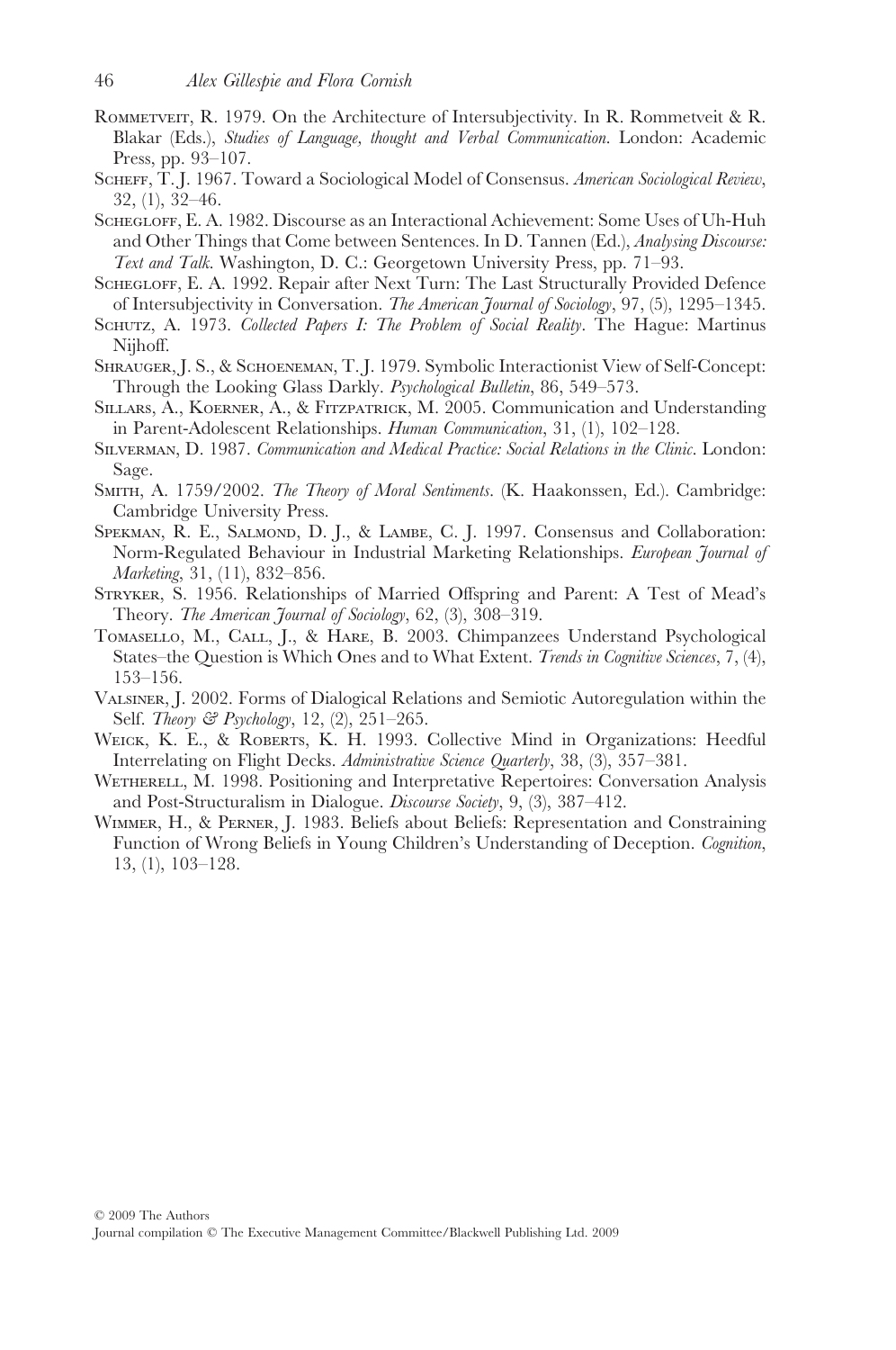Rommetveit, R. 1979. On the Architecture of Intersubjectivity. In R. Rommetveit & R. Blakar (Eds.), *Studies of Language, thought and Verbal Communication*. London: Academic Press, pp. 93–107.

Scheff, T. J. 1967. Toward a Sociological Model of Consensus. *American Sociological Review*, 32, (1), 32–46.

Schegloff, E. A. 1982. Discourse as an Interactional Achievement: Some Uses of Uh-Huh and Other Things that Come between Sentences. In D. Tannen (Ed.), *Analysing Discourse: Text and Talk*. Washington, D. C.: Georgetown University Press, pp. 71–93.

Schegloff, E. A. 1992. Repair after Next Turn: The Last Structurally Provided Defence of Intersubjectivity in Conversation. *The American Journal of Sociology*, 97, (5), 1295–1345.

Schutz, A. 1973. *Collected Papers I: The Problem of Social Reality*. The Hague: Martinus Nijhoff.

Shrauger, J. S., & Schoeneman, T. J. 1979. Symbolic Interactionist View of Self-Concept: Through the Looking Glass Darkly. *Psychological Bulletin*, 86, 549–573.

Sillars, A., Koerner, A., & Fitzpatrick, M. 2005. Communication and Understanding in Parent-Adolescent Relationships. *Human Communication*, 31, (1), 102–128.

Silverman, D. 1987. *Communication and Medical Practice: Social Relations in the Clinic*. London: Sage.

Smith, A. 1759/2002. *The Theory of Moral Sentiments*. (K. Haakonssen, Ed.). Cambridge: Cambridge University Press.

Spekman, R. E., Salmond, D. J., & Lambe, C. J. 1997. Consensus and Collaboration: Norm-Regulated Behaviour in Industrial Marketing Relationships. *European Journal of Marketing*, 31, (11), 832–856.

Stryker, S. 1956. Relationships of Married Offspring and Parent: A Test of Mead's Theory. *The American Journal of Sociology*, 62, (3), 308–319.

Tomasello, M., Call, J., & Hare, B. 2003. Chimpanzees Understand Psychological States–the Question is Which Ones and to What Extent. *Trends in Cognitive Sciences*, 7, (4), 153–156.

Valsiner, J. 2002. Forms of Dialogical Relations and Semiotic Autoregulation within the Self. *Theory & Psychology*, 12, (2), 251–265.

Weick, K. E., & Roberts, K. H. 1993. Collective Mind in Organizations: Heedful Interrelating on Flight Decks. *Administrative Science Quarterly*, 38, (3), 357–381.

Wetherell, M. 1998. Positioning and Interpretative Repertoires: Conversation Analysis and Post-Structuralism in Dialogue. *Discourse Society*, 9, (3), 387–412.

Wimmer, H., & Perner, J. 1983. Beliefs about Beliefs: Representation and Constraining Function of Wrong Beliefs in Young Children's Understanding of Deception. *Cognition*, 13, (1), 103–128.